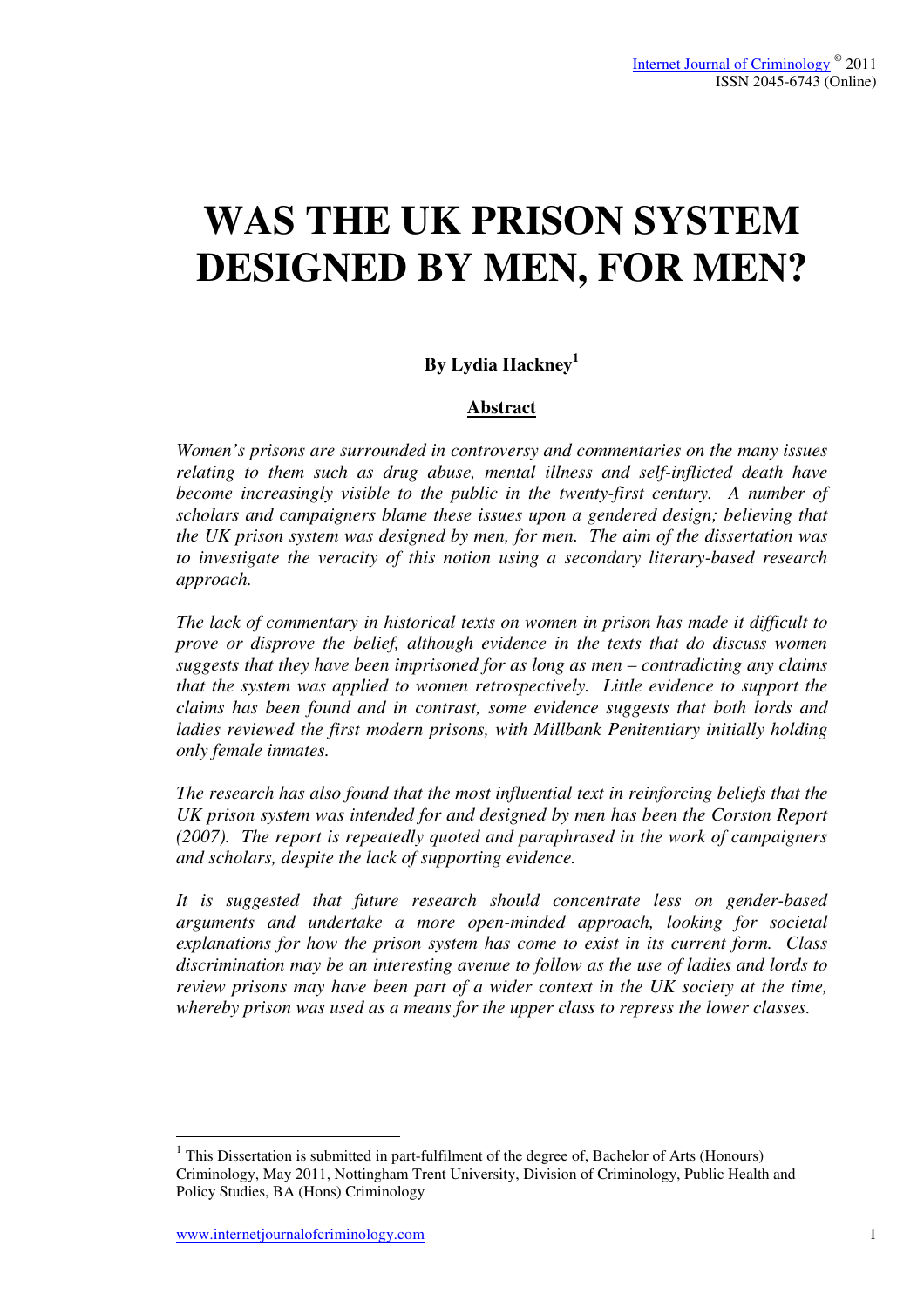# WAS THE UK PRISON SYSTEM DESIGNED BY MEN, FOR MEN?

**By Lydia Hackney[1]**

## Abstract

*Women's prisons are surrounded in controversy and commentaries on the many issues relating to them such as drug abuse, mental illness and self-inflicted death have become increasingly visible to the public in the twenty-first century. A number of scholars and campaigners blame these issues upon a gendered design; believing that the UK prison system was designed by men, for men. The aim of the dissertation was to investigate the veracity of this notion using a secondary literary-based research approach.*

*The lack of commentary in historical texts on women in prison has made it difficult to prove or disprove the belief, although evidence in the texts that do discuss women suggests that they have been imprisoned for as long as men – contradicting any claims that the system was applied to women retrospectively. Little evidence to support the claims has been found and in contrast, some evidence suggests that both lords and ladies reviewed the first modern prisons, with Millbank Penitentiary initially holding only female inmates.*

*The research has also found that the most influential text in reinforcing beliefs that the UK prison system was intended for and designed by men has been the Corston Report (2007). The report is repeatedly quoted and paraphrased in the work of campaigners and scholars, despite the lack of supporting evidence.*

*It is suggested that future research should concentrate less on gender-based arguments and undertake a more open-minded approach, looking for societal explanations for how the prison system has come to exist in its current form. Class discrimination may be an interesting avenue to follow as the use of ladies and lords to review prisons may have been part of a wider context in the UK society at the time, whereby prison was used as a means for the upper class to repress the lower classes.*

---

[1] This Dissertation is submitted in part-fulfilment of the degree of, Bachelor of Arts (Honours) Criminology, May 2011, Nottingham Trent University, Division of Criminology, Public Health and Policy Studies, BA (Hons) Criminology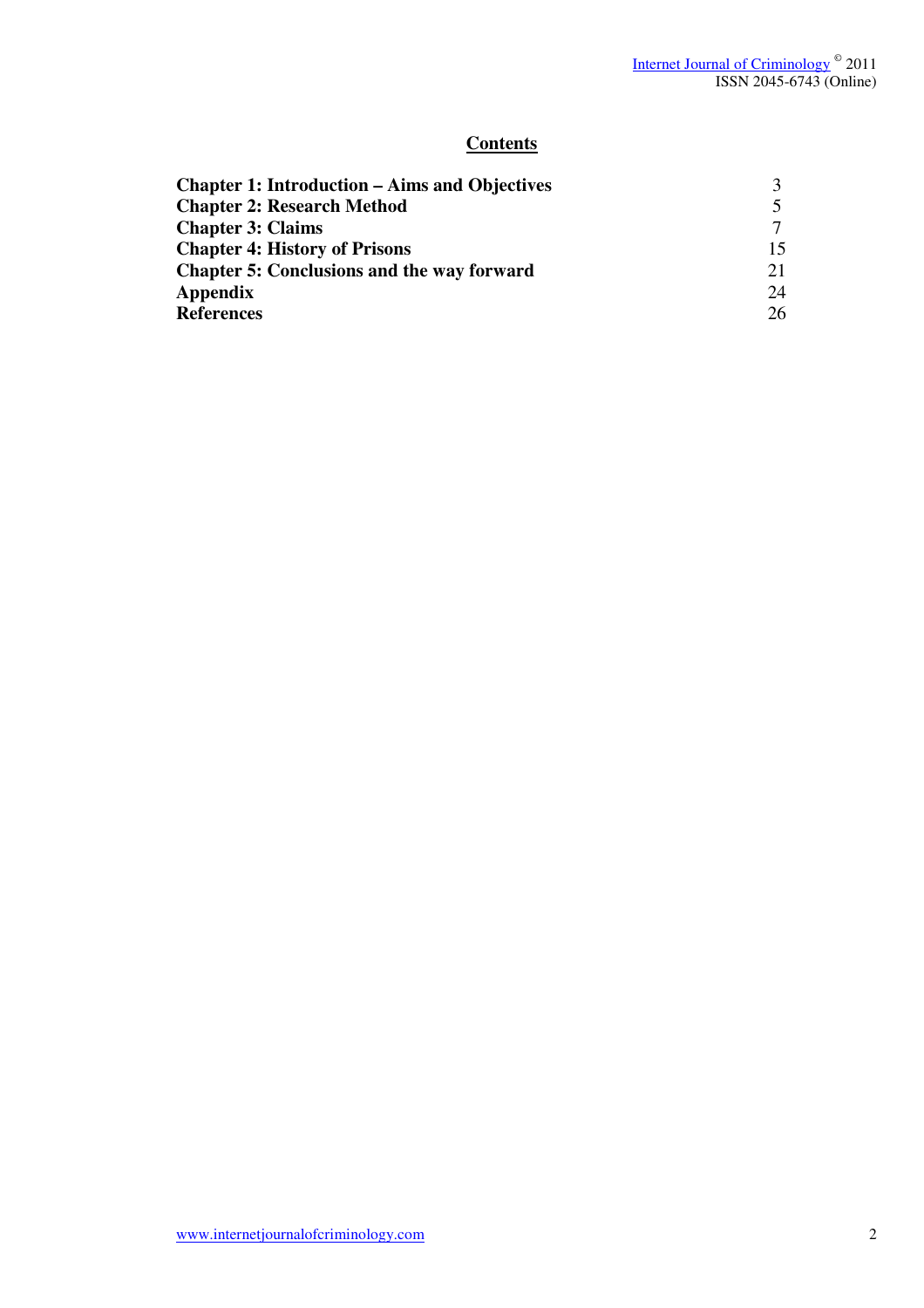# Contents

| | |
|---|---|
| **Chapter 1: Introduction – Aims and Objectives** | 3 |
| **Chapter 2: Research Method** | 5 |
| **Chapter 3: Claims** | 7 |
| **Chapter 4: History of Prisons** | 15 |
| **Chapter 5: Conclusions and the way forward** | 21 |
| **Appendix** | 24 |
| **References** | 26 |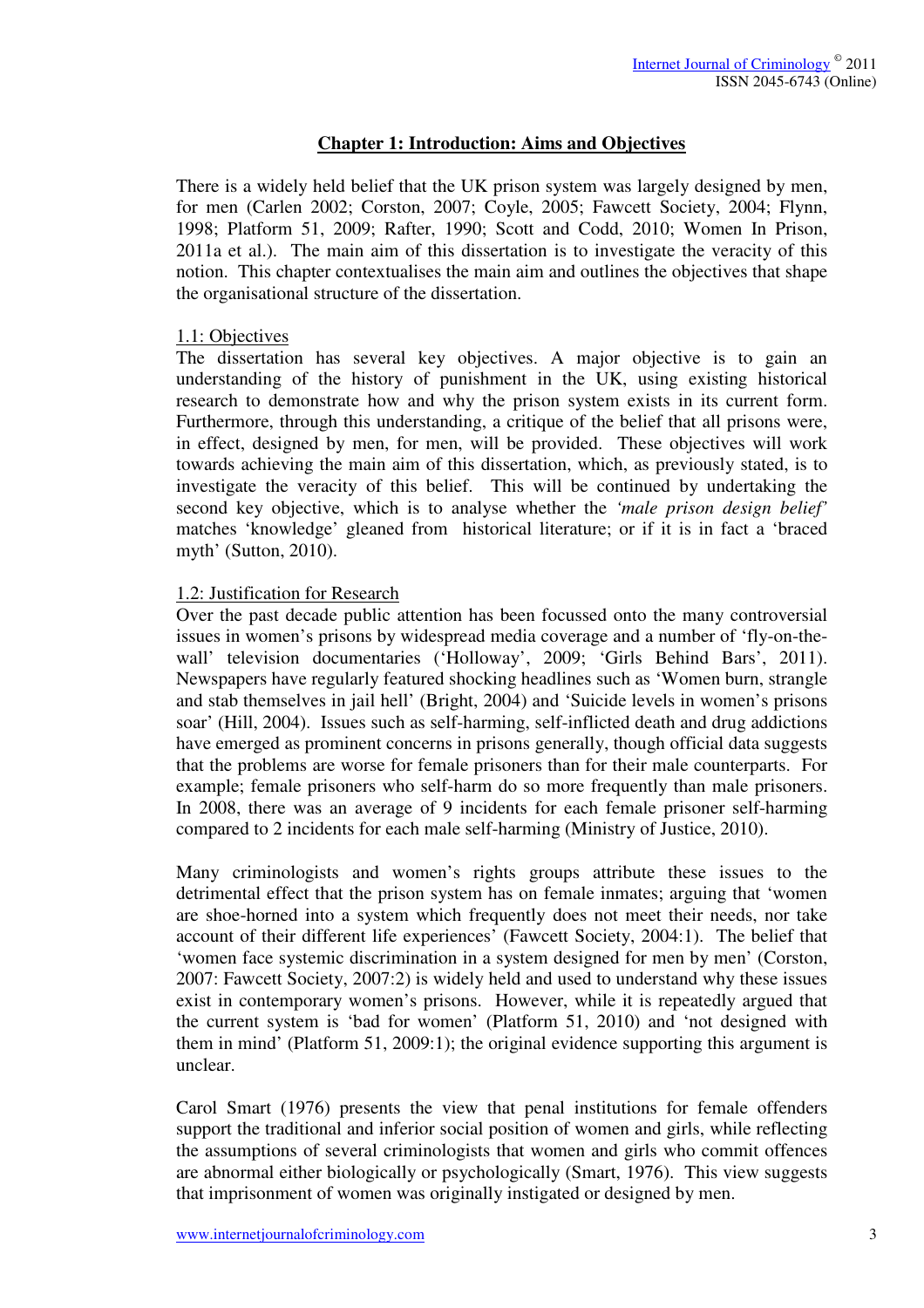## Chapter 1: Introduction: Aims and Objectives

There is a widely held belief that the UK prison system was largely designed by men, for men (Carlen 2002; Corston, 2007; Coyle, 2005; Fawcett Society, 2004; Flynn, 1998; Platform 51, 2009; Rafter, 1990; Scott and Codd, 2010; Women In Prison, 2011a et al.). The main aim of this dissertation is to investigate the veracity of this notion. This chapter contextualises the main aim and outlines the objectives that shape the organisational structure of the dissertation.

### 1.1: Objectives

The dissertation has several key objectives. A major objective is to gain an understanding of the history of punishment in the UK, using existing historical research to demonstrate how and why the prison system exists in its current form. Furthermore, through this understanding, a critique of the belief that all prisons were, in effect, designed by men, for men, will be provided. These objectives will work towards achieving the main aim of this dissertation, which, as previously stated, is to investigate the veracity of this belief. This will be continued by undertaking the second key objective, which is to analyse whether the *'male prison design belief'* matches 'knowledge' gleaned from historical literature; or if it is in fact a 'braced myth' (Sutton, 2010).

### 1.2: Justification for Research

Over the past decade public attention has been focussed onto the many controversial issues in women's prisons by widespread media coverage and a number of 'fly-on-the-wall' television documentaries ('Holloway', 2009; 'Girls Behind Bars', 2011). Newspapers have regularly featured shocking headlines such as 'Women burn, strangle and stab themselves in jail hell' (Bright, 2004) and 'Suicide levels in women's prisons soar' (Hill, 2004). Issues such as self-harming, self-inflicted death and drug addictions have emerged as prominent concerns in prisons generally, though official data suggests that the problems are worse for female prisoners than for their male counterparts. For example; female prisoners who self-harm do so more frequently than male prisoners. In 2008, there was an average of 9 incidents for each female prisoner self-harming compared to 2 incidents for each male self-harming (Ministry of Justice, 2010).

Many criminologists and women's rights groups attribute these issues to the detrimental effect that the prison system has on female inmates; arguing that 'women are shoe-horned into a system which frequently does not meet their needs, nor take account of their different life experiences' (Fawcett Society, 2004:1). The belief that 'women face systemic discrimination in a system designed for men by men' (Corston, 2007: Fawcett Society, 2007:2) is widely held and used to understand why these issues exist in contemporary women's prisons. However, while it is repeatedly argued that the current system is 'bad for women' (Platform 51, 2010) and 'not designed with them in mind' (Platform 51, 2009:1); the original evidence supporting this argument is unclear.

Carol Smart (1976) presents the view that penal institutions for female offenders support the traditional and inferior social position of women and girls, while reflecting the assumptions of several criminologists that women and girls who commit offences are abnormal either biologically or psychologically (Smart, 1976). This view suggests that imprisonment of women was originally instigated or designed by men.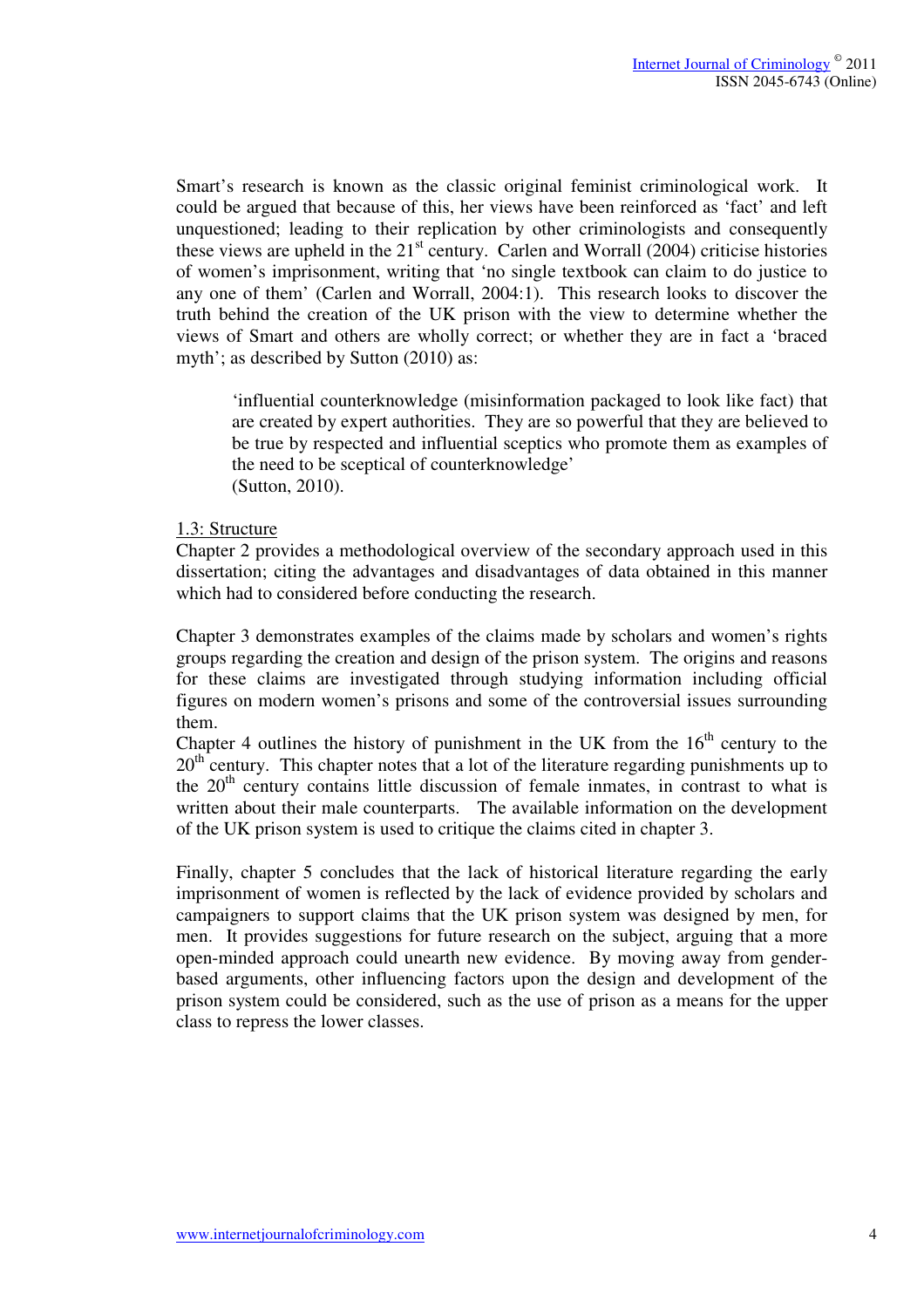Smart's research is known as the classic original feminist criminological work. It could be argued that because of this, her views have been reinforced as 'fact' and left unquestioned; leading to their replication by other criminologists and consequently these views are upheld in the 21st century. Carlen and Worrall (2004) criticise histories of women's imprisonment, writing that 'no single textbook can claim to do justice to any one of them' (Carlen and Worrall, 2004:1). This research looks to discover the truth behind the creation of the UK prison with the view to determine whether the views of Smart and others are wholly correct; or whether they are in fact a 'braced myth'; as described by Sutton (2010) as:

> 'influential counterknowledge (misinformation packaged to look like fact) that are created by expert authorities. They are so powerful that they are believed to be true by respected and influential sceptics who promote them as examples of the need to be sceptical of counterknowledge'
> (Sutton, 2010).

1.3: Structure

Chapter 2 provides a methodological overview of the secondary approach used in this dissertation; citing the advantages and disadvantages of data obtained in this manner which had to considered before conducting the research.

Chapter 3 demonstrates examples of the claims made by scholars and women's rights groups regarding the creation and design of the prison system. The origins and reasons for these claims are investigated through studying information including official figures on modern women's prisons and some of the controversial issues surrounding them.

Chapter 4 outlines the history of punishment in the UK from the 16th century to the 20th century. This chapter notes that a lot of the literature regarding punishments up to the 20th century contains little discussion of female inmates, in contrast to what is written about their male counterparts. The available information on the development of the UK prison system is used to critique the claims cited in chapter 3.

Finally, chapter 5 concludes that the lack of historical literature regarding the early imprisonment of women is reflected by the lack of evidence provided by scholars and campaigners to support claims that the UK prison system was designed by men, for men. It provides suggestions for future research on the subject, arguing that a more open-minded approach could unearth new evidence. By moving away from gender-based arguments, other influencing factors upon the design and development of the prison system could be considered, such as the use of prison as a means for the upper class to repress the lower classes.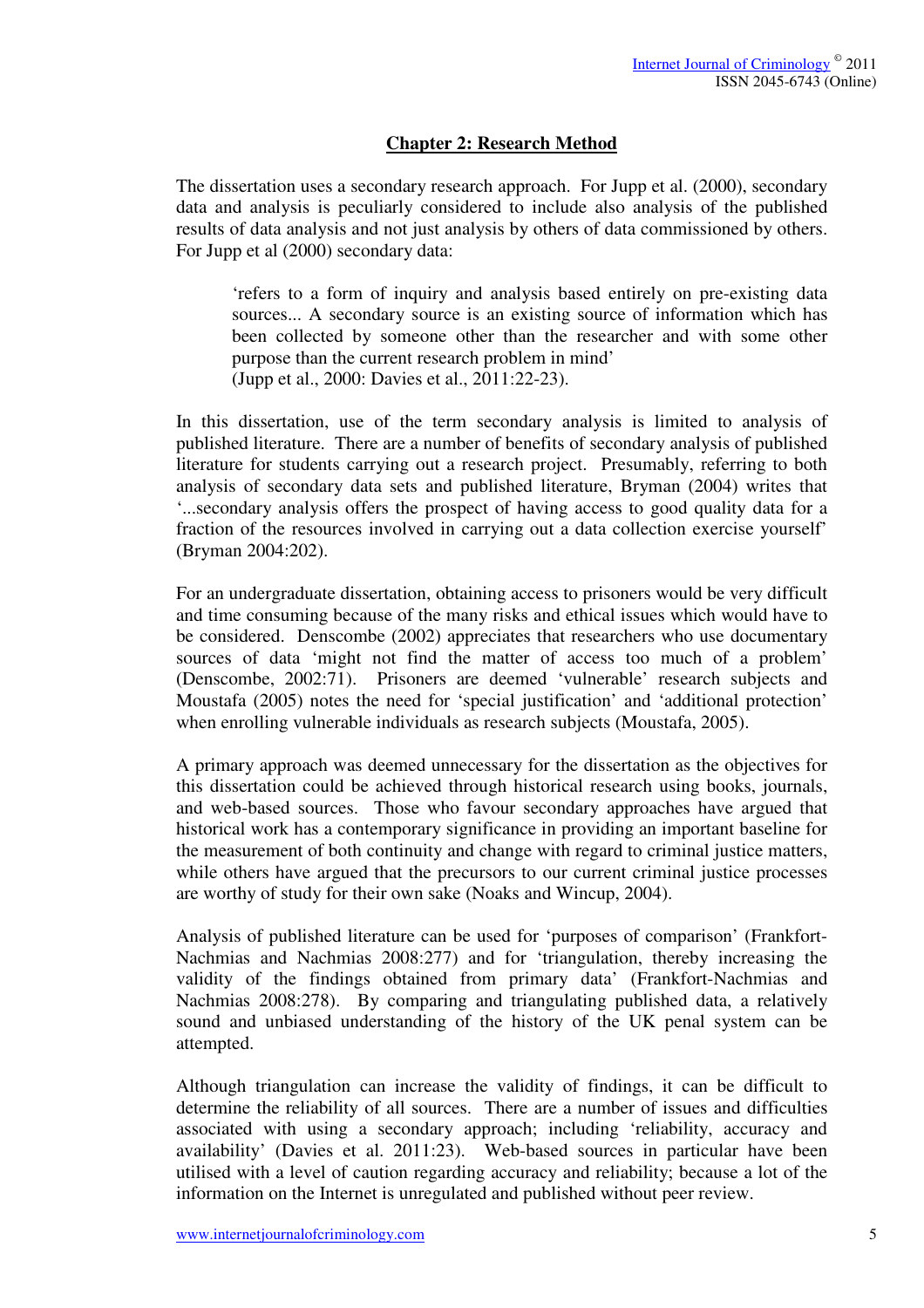## Chapter 2: Research Method

The dissertation uses a secondary research approach. For Jupp et al. (2000), secondary data and analysis is peculiarly considered to include also analysis of the published results of data analysis and not just analysis by others of data commissioned by others. For Jupp et al (2000) secondary data:

> 'refers to a form of inquiry and analysis based entirely on pre-existing data sources... A secondary source is an existing source of information which has been collected by someone other than the researcher and with some other purpose than the current research problem in mind'
> (Jupp et al., 2000: Davies et al., 2011:22-23).

In this dissertation, use of the term secondary analysis is limited to analysis of published literature. There are a number of benefits of secondary analysis of published literature for students carrying out a research project. Presumably, referring to both analysis of secondary data sets and published literature, Bryman (2004) writes that '...secondary analysis offers the prospect of having access to good quality data for a fraction of the resources involved in carrying out a data collection exercise yourself' (Bryman 2004:202).

For an undergraduate dissertation, obtaining access to prisoners would be very difficult and time consuming because of the many risks and ethical issues which would have to be considered. Denscombe (2002) appreciates that researchers who use documentary sources of data 'might not find the matter of access too much of a problem' (Denscombe, 2002:71). Prisoners are deemed 'vulnerable' research subjects and Moustafa (2005) notes the need for 'special justification' and 'additional protection' when enrolling vulnerable individuals as research subjects (Moustafa, 2005).

A primary approach was deemed unnecessary for the dissertation as the objectives for this dissertation could be achieved through historical research using books, journals, and web-based sources. Those who favour secondary approaches have argued that historical work has a contemporary significance in providing an important baseline for the measurement of both continuity and change with regard to criminal justice matters, while others have argued that the precursors to our current criminal justice processes are worthy of study for their own sake (Noaks and Wincup, 2004).

Analysis of published literature can be used for 'purposes of comparison' (Frankfort-Nachmias and Nachmias 2008:277) and for 'triangulation, thereby increasing the validity of the findings obtained from primary data' (Frankfort-Nachmias and Nachmias 2008:278). By comparing and triangulating published data, a relatively sound and unbiased understanding of the history of the UK penal system can be attempted.

Although triangulation can increase the validity of findings, it can be difficult to determine the reliability of all sources. There are a number of issues and difficulties associated with using a secondary approach; including 'reliability, accuracy and availability' (Davies et al. 2011:23). Web-based sources in particular have been utilised with a level of caution regarding accuracy and reliability; because a lot of the information on the Internet is unregulated and published without peer review.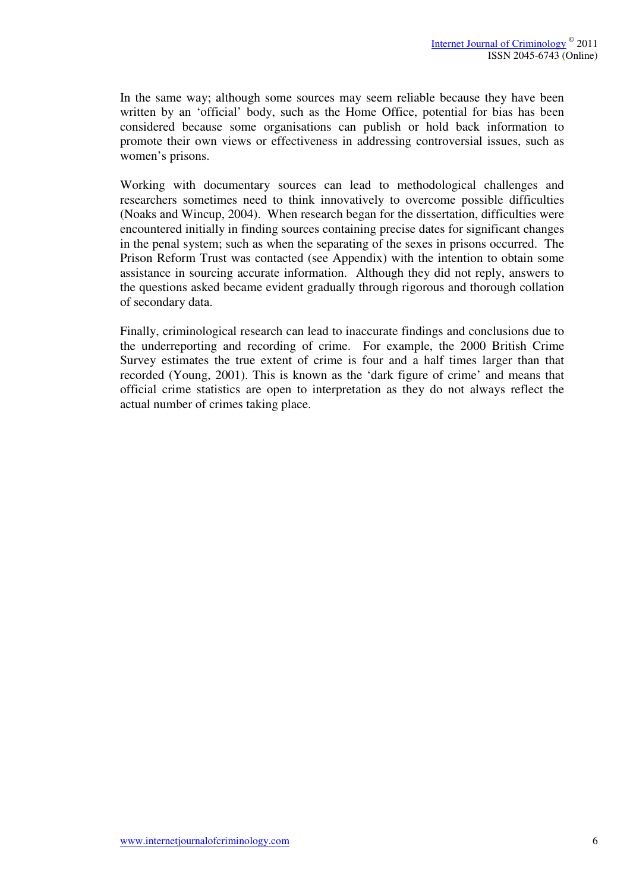In the same way; although some sources may seem reliable because they have been written by an 'official' body, such as the Home Office, potential for bias has been considered because some organisations can publish or hold back information to promote their own views or effectiveness in addressing controversial issues, such as women's prisons.

Working with documentary sources can lead to methodological challenges and researchers sometimes need to think innovatively to overcome possible difficulties (Noaks and Wincup, 2004). When research began for the dissertation, difficulties were encountered initially in finding sources containing precise dates for significant changes in the penal system; such as when the separating of the sexes in prisons occurred. The Prison Reform Trust was contacted (see Appendix) with the intention to obtain some assistance in sourcing accurate information. Although they did not reply, answers to the questions asked became evident gradually through rigorous and thorough collation of secondary data.

Finally, criminological research can lead to inaccurate findings and conclusions due to the underreporting and recording of crime. For example, the 2000 British Crime Survey estimates the true extent of crime is four and a half times larger than that recorded (Young, 2001). This is known as the 'dark figure of crime' and means that official crime statistics are open to interpretation as they do not always reflect the actual number of crimes taking place.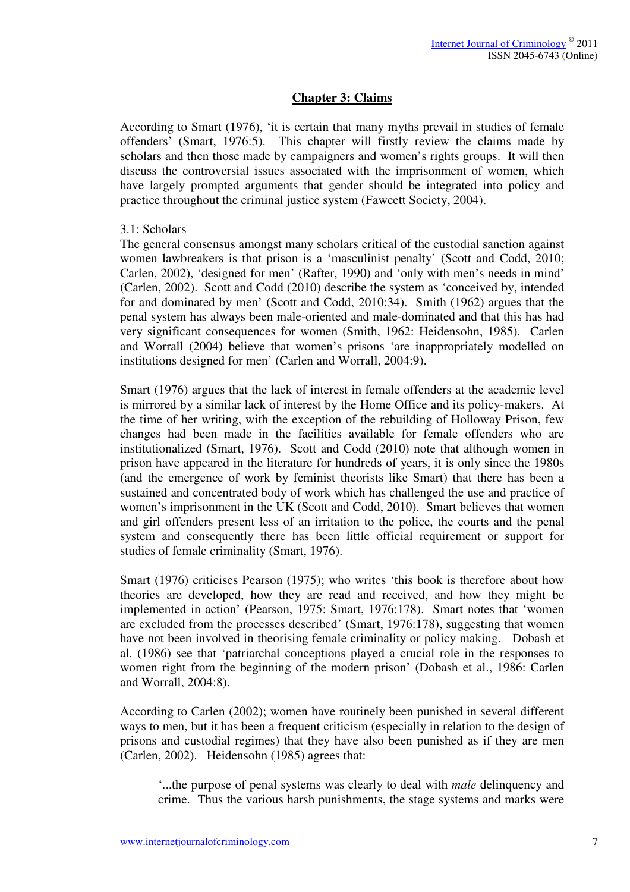## Chapter 3: Claims

According to Smart (1976), 'it is certain that many myths prevail in studies of female offenders' (Smart, 1976:5). This chapter will firstly review the claims made by scholars and then those made by campaigners and women's rights groups. It will then discuss the controversial issues associated with the imprisonment of women, which have largely prompted arguments that gender should be integrated into policy and practice throughout the criminal justice system (Fawcett Society, 2004).

### 3.1: Scholars

The general consensus amongst many scholars critical of the custodial sanction against women lawbreakers is that prison is a 'masculinist penalty' (Scott and Codd, 2010; Carlen, 2002), 'designed for men' (Rafter, 1990) and 'only with men's needs in mind' (Carlen, 2002). Scott and Codd (2010) describe the system as 'conceived by, intended for and dominated by men' (Scott and Codd, 2010:34). Smith (1962) argues that the penal system has always been male-oriented and male-dominated and that this has had very significant consequences for women (Smith, 1962: Heidensohn, 1985). Carlen and Worrall (2004) believe that women's prisons 'are inappropriately modelled on institutions designed for men' (Carlen and Worrall, 2004:9).

Smart (1976) argues that the lack of interest in female offenders at the academic level is mirrored by a similar lack of interest by the Home Office and its policy-makers. At the time of her writing, with the exception of the rebuilding of Holloway Prison, few changes had been made in the facilities available for female offenders who are institutionalized (Smart, 1976). Scott and Codd (2010) note that although women in prison have appeared in the literature for hundreds of years, it is only since the 1980s (and the emergence of work by feminist theorists like Smart) that there has been a sustained and concentrated body of work which has challenged the use and practice of women's imprisonment in the UK (Scott and Codd, 2010). Smart believes that women and girl offenders present less of an irritation to the police, the courts and the penal system and consequently there has been little official requirement or support for studies of female criminality (Smart, 1976).

Smart (1976) criticises Pearson (1975); who writes 'this book is therefore about how theories are developed, how they are read and received, and how they might be implemented in action' (Pearson, 1975: Smart, 1976:178). Smart notes that 'women are excluded from the processes described' (Smart, 1976:178), suggesting that women have not been involved in theorising female criminality or policy making. Dobash et al. (1986) see that 'patriarchal conceptions played a crucial role in the responses to women right from the beginning of the modern prison' (Dobash et al., 1986: Carlen and Worrall, 2004:8).

According to Carlen (2002); women have routinely been punished in several different ways to men, but it has been a frequent criticism (especially in relation to the design of prisons and custodial regimes) that they have also been punished as if they are men (Carlen, 2002). Heidensohn (1985) agrees that:

> '...the purpose of penal systems was clearly to deal with *male* delinquency and crime. Thus the various harsh punishments, the stage systems and marks were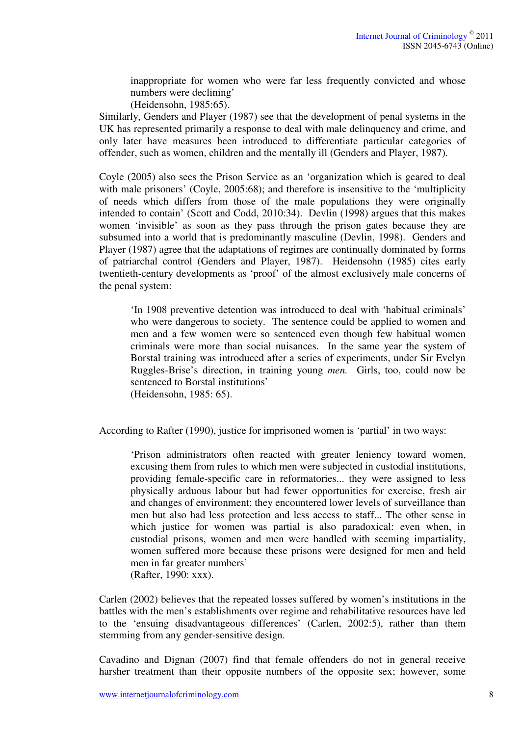> inappropriate for women who were far less frequently convicted and whose numbers were declining'
> (Heidensohn, 1985:65).

Similarly, Genders and Player (1987) see that the development of penal systems in the UK has represented primarily a response to deal with male delinquency and crime, and only later have measures been introduced to differentiate particular categories of offender, such as women, children and the mentally ill (Genders and Player, 1987).

Coyle (2005) also sees the Prison Service as an 'organization which is geared to deal with male prisoners' (Coyle, 2005:68); and therefore is insensitive to the 'multiplicity of needs which differs from those of the male populations they were originally intended to contain' (Scott and Codd, 2010:34). Devlin (1998) argues that this makes women 'invisible' as soon as they pass through the prison gates because they are subsumed into a world that is predominantly masculine (Devlin, 1998). Genders and Player (1987) agree that the adaptations of regimes are continually dominated by forms of patriarchal control (Genders and Player, 1987). Heidensohn (1985) cites early twentieth-century developments as 'proof' of the almost exclusively male concerns of the penal system:

> 'In 1908 preventive detention was introduced to deal with 'habitual criminals' who were dangerous to society. The sentence could be applied to women and men and a few women were so sentenced even though few habitual women criminals were more than social nuisances. In the same year the system of Borstal training was introduced after a series of experiments, under Sir Evelyn Ruggles-Brise's direction, in training young *men.* Girls, too, could now be sentenced to Borstal institutions'
> (Heidensohn, 1985: 65).

According to Rafter (1990), justice for imprisoned women is 'partial' in two ways:

> 'Prison administrators often reacted with greater leniency toward women, excusing them from rules to which men were subjected in custodial institutions, providing female-specific care in reformatories... they were assigned to less physically arduous labour but had fewer opportunities for exercise, fresh air and changes of environment; they encountered lower levels of surveillance than men but also had less protection and less access to staff... The other sense in which justice for women was partial is also paradoxical: even when, in custodial prisons, women and men were handled with seeming impartiality, women suffered more because these prisons were designed for men and held men in far greater numbers'
> (Rafter, 1990: xxx).

Carlen (2002) believes that the repeated losses suffered by women's institutions in the battles with the men's establishments over regime and rehabilitative resources have led to the 'ensuing disadvantageous differences' (Carlen, 2002:5), rather than them stemming from any gender-sensitive design.

Cavadino and Dignan (2007) find that female offenders do not in general receive harsher treatment than their opposite numbers of the opposite sex; however, some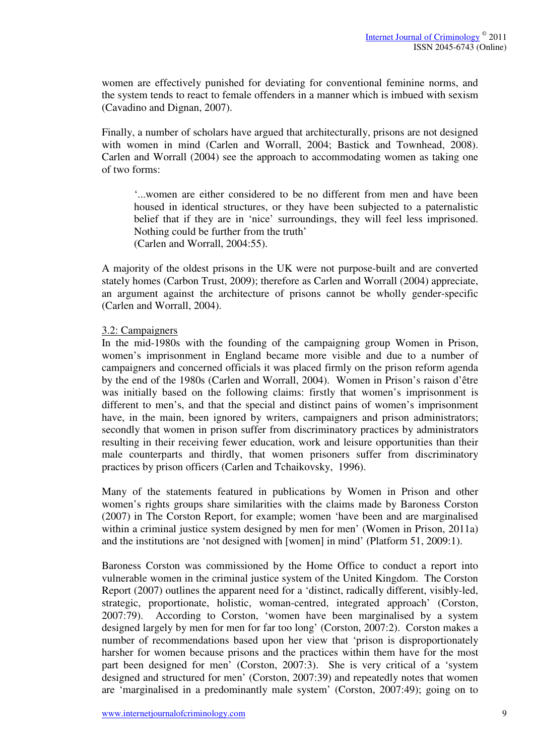women are effectively punished for deviating for conventional feminine norms, and the system tends to react to female offenders in a manner which is imbued with sexism (Cavadino and Dignan, 2007).

Finally, a number of scholars have argued that architecturally, prisons are not designed with women in mind (Carlen and Worrall, 2004; Bastick and Townhead, 2008). Carlen and Worrall (2004) see the approach to accommodating women as taking one of two forms:

> '...women are either considered to be no different from men and have been housed in identical structures, or they have been subjected to a paternalistic belief that if they are in 'nice' surroundings, they will feel less imprisoned. Nothing could be further from the truth'
> (Carlen and Worrall, 2004:55).

A majority of the oldest prisons in the UK were not purpose-built and are converted stately homes (Carbon Trust, 2009); therefore as Carlen and Worrall (2004) appreciate, an argument against the architecture of prisons cannot be wholly gender-specific (Carlen and Worrall, 2004).

### 3.2: Campaigners

In the mid-1980s with the founding of the campaigning group Women in Prison, women's imprisonment in England became more visible and due to a number of campaigners and concerned officials it was placed firmly on the prison reform agenda by the end of the 1980s (Carlen and Worrall, 2004). Women in Prison's raison d'être was initially based on the following claims: firstly that women's imprisonment is different to men's, and that the special and distinct pains of women's imprisonment have, in the main, been ignored by writers, campaigners and prison administrators; secondly that women in prison suffer from discriminatory practices by administrators resulting in their receiving fewer education, work and leisure opportunities than their male counterparts and thirdly, that women prisoners suffer from discriminatory practices by prison officers (Carlen and Tchaikovsky, 1996).

Many of the statements featured in publications by Women in Prison and other women's rights groups share similarities with the claims made by Baroness Corston (2007) in The Corston Report, for example; women 'have been and are marginalised within a criminal justice system designed by men for men' (Women in Prison, 2011a) and the institutions are 'not designed with [women] in mind' (Platform 51, 2009:1).

Baroness Corston was commissioned by the Home Office to conduct a report into vulnerable women in the criminal justice system of the United Kingdom. The Corston Report (2007) outlines the apparent need for a 'distinct, radically different, visibly-led, strategic, proportionate, holistic, woman-centred, integrated approach' (Corston, 2007:79). According to Corston, 'women have been marginalised by a system designed largely by men for men for far too long' (Corston, 2007:2). Corston makes a number of recommendations based upon her view that 'prison is disproportionately harsher for women because prisons and the practices within them have for the most part been designed for men' (Corston, 2007:3). She is very critical of a 'system designed and structured for men' (Corston, 2007:39) and repeatedly notes that women are 'marginalised in a predominantly male system' (Corston, 2007:49); going on to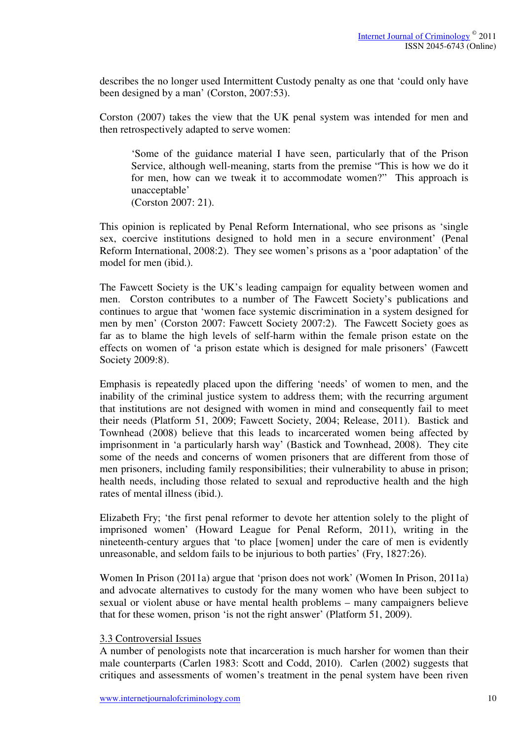describes the no longer used Intermittent Custody penalty as one that 'could only have been designed by a man' (Corston, 2007:53).

Corston (2007) takes the view that the UK penal system was intended for men and then retrospectively adapted to serve women:

> 'Some of the guidance material I have seen, particularly that of the Prison Service, although well-meaning, starts from the premise "This is how we do it for men, how can we tweak it to accommodate women?" This approach is unacceptable'
> (Corston 2007: 21).

This opinion is replicated by Penal Reform International, who see prisons as 'single sex, coercive institutions designed to hold men in a secure environment' (Penal Reform International, 2008:2). They see women's prisons as a 'poor adaptation' of the model for men (ibid.).

The Fawcett Society is the UK's leading campaign for equality between women and men. Corston contributes to a number of The Fawcett Society's publications and continues to argue that 'women face systemic discrimination in a system designed for men by men' (Corston 2007: Fawcett Society 2007:2). The Fawcett Society goes as far as to blame the high levels of self-harm within the female prison estate on the effects on women of 'a prison estate which is designed for male prisoners' (Fawcett Society 2009:8).

Emphasis is repeatedly placed upon the differing 'needs' of women to men, and the inability of the criminal justice system to address them; with the recurring argument that institutions are not designed with women in mind and consequently fail to meet their needs (Platform 51, 2009; Fawcett Society, 2004; Release, 2011). Bastick and Townhead (2008) believe that this leads to incarcerated women being affected by imprisonment in 'a particularly harsh way' (Bastick and Townhead, 2008). They cite some of the needs and concerns of women prisoners that are different from those of men prisoners, including family responsibilities; their vulnerability to abuse in prison; health needs, including those related to sexual and reproductive health and the high rates of mental illness (ibid.).

Elizabeth Fry; 'the first penal reformer to devote her attention solely to the plight of imprisoned women' (Howard League for Penal Reform, 2011), writing in the nineteenth-century argues that 'to place [women] under the care of men is evidently unreasonable, and seldom fails to be injurious to both parties' (Fry, 1827:26).

Women In Prison (2011a) argue that 'prison does not work' (Women In Prison, 2011a) and advocate alternatives to custody for the many women who have been subject to sexual or violent abuse or have mental health problems – many campaigners believe that for these women, prison 'is not the right answer' (Platform 51, 2009).

### 3.3 Controversial Issues

A number of penologists note that incarceration is much harsher for women than their male counterparts (Carlen 1983: Scott and Codd, 2010). Carlen (2002) suggests that critiques and assessments of women's treatment in the penal system have been riven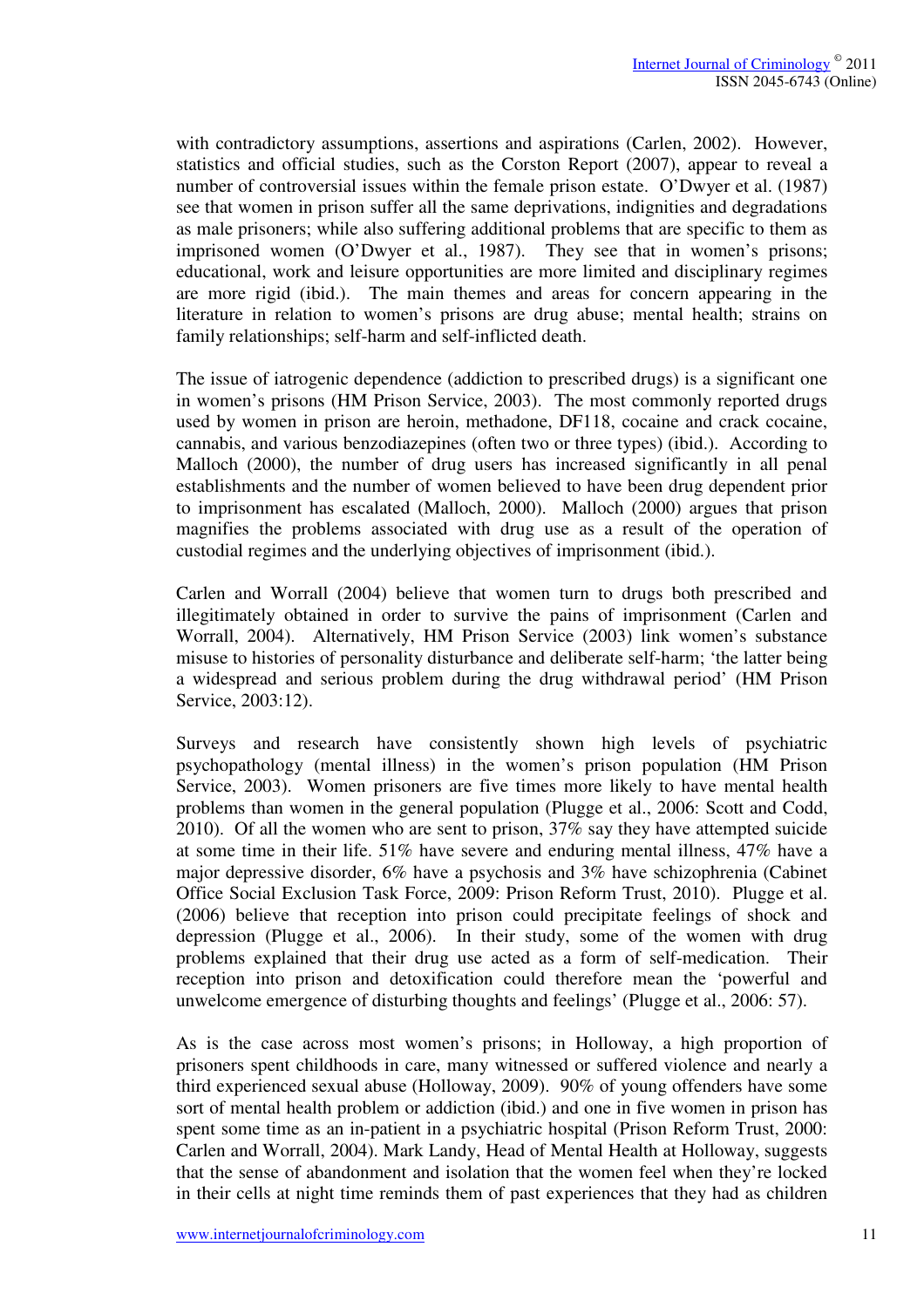with contradictory assumptions, assertions and aspirations (Carlen, 2002). However, statistics and official studies, such as the Corston Report (2007), appear to reveal a number of controversial issues within the female prison estate. O'Dwyer et al. (1987) see that women in prison suffer all the same deprivations, indignities and degradations as male prisoners; while also suffering additional problems that are specific to them as imprisoned women (O'Dwyer et al., 1987). They see that in women's prisons; educational, work and leisure opportunities are more limited and disciplinary regimes are more rigid (ibid.). The main themes and areas for concern appearing in the literature in relation to women's prisons are drug abuse; mental health; strains on family relationships; self-harm and self-inflicted death.

The issue of iatrogenic dependence (addiction to prescribed drugs) is a significant one in women's prisons (HM Prison Service, 2003). The most commonly reported drugs used by women in prison are heroin, methadone, DF118, cocaine and crack cocaine, cannabis, and various benzodiazepines (often two or three types) (ibid.). According to Malloch (2000), the number of drug users has increased significantly in all penal establishments and the number of women believed to have been drug dependent prior to imprisonment has escalated (Malloch, 2000). Malloch (2000) argues that prison magnifies the problems associated with drug use as a result of the operation of custodial regimes and the underlying objectives of imprisonment (ibid.).

Carlen and Worrall (2004) believe that women turn to drugs both prescribed and illegitimately obtained in order to survive the pains of imprisonment (Carlen and Worrall, 2004). Alternatively, HM Prison Service (2003) link women's substance misuse to histories of personality disturbance and deliberate self-harm; 'the latter being a widespread and serious problem during the drug withdrawal period' (HM Prison Service, 2003:12).

Surveys and research have consistently shown high levels of psychiatric psychopathology (mental illness) in the women's prison population (HM Prison Service, 2003). Women prisoners are five times more likely to have mental health problems than women in the general population (Plugge et al., 2006: Scott and Codd, 2010). Of all the women who are sent to prison, 37% say they have attempted suicide at some time in their life. 51% have severe and enduring mental illness, 47% have a major depressive disorder, 6% have a psychosis and 3% have schizophrenia (Cabinet Office Social Exclusion Task Force, 2009: Prison Reform Trust, 2010). Plugge et al. (2006) believe that reception into prison could precipitate feelings of shock and depression (Plugge et al., 2006). In their study, some of the women with drug problems explained that their drug use acted as a form of self-medication. Their reception into prison and detoxification could therefore mean the 'powerful and unwelcome emergence of disturbing thoughts and feelings' (Plugge et al., 2006: 57).

As is the case across most women's prisons; in Holloway, a high proportion of prisoners spent childhoods in care, many witnessed or suffered violence and nearly a third experienced sexual abuse (Holloway, 2009). 90% of young offenders have some sort of mental health problem or addiction (ibid.) and one in five women in prison has spent some time as an in-patient in a psychiatric hospital (Prison Reform Trust, 2000: Carlen and Worrall, 2004). Mark Landy, Head of Mental Health at Holloway, suggests that the sense of abandonment and isolation that the women feel when they're locked in their cells at night time reminds them of past experiences that they had as children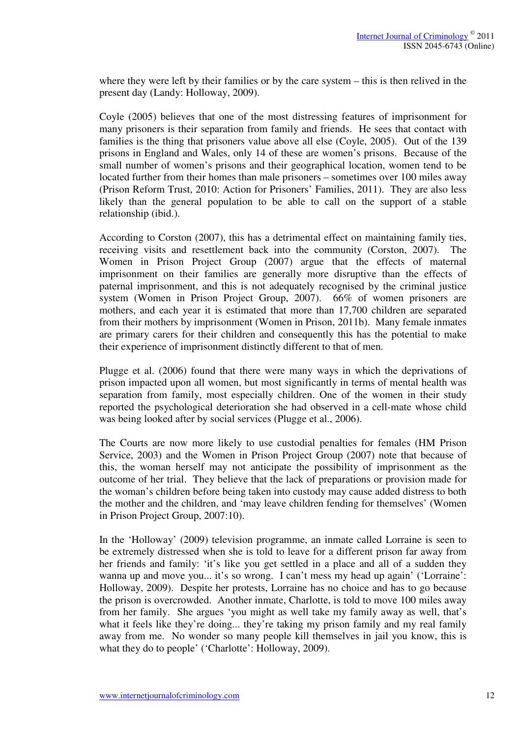where they were left by their families or by the care system – this is then relived in the present day (Landy: Holloway, 2009).

Coyle (2005) believes that one of the most distressing features of imprisonment for many prisoners is their separation from family and friends. He sees that contact with families is the thing that prisoners value above all else (Coyle, 2005). Out of the 139 prisons in England and Wales, only 14 of these are women's prisons. Because of the small number of women's prisons and their geographical location, women tend to be located further from their homes than male prisoners – sometimes over 100 miles away (Prison Reform Trust, 2010: Action for Prisoners' Families, 2011). They are also less likely than the general population to be able to call on the support of a stable relationship (ibid.).

According to Corston (2007), this has a detrimental effect on maintaining family ties, receiving visits and resettlement back into the community (Corston, 2007). The Women in Prison Project Group (2007) argue that the effects of maternal imprisonment on their families are generally more disruptive than the effects of paternal imprisonment, and this is not adequately recognised by the criminal justice system (Women in Prison Project Group, 2007). 66% of women prisoners are mothers, and each year it is estimated that more than 17,700 children are separated from their mothers by imprisonment (Women in Prison, 2011b). Many female inmates are primary carers for their children and consequently this has the potential to make their experience of imprisonment distinctly different to that of men.

Plugge et al. (2006) found that there were many ways in which the deprivations of prison impacted upon all women, but most significantly in terms of mental health was separation from family, most especially children. One of the women in their study reported the psychological deterioration she had observed in a cell-mate whose child was being looked after by social services (Plugge et al., 2006).

The Courts are now more likely to use custodial penalties for females (HM Prison Service, 2003) and the Women in Prison Project Group (2007) note that because of this, the woman herself may not anticipate the possibility of imprisonment as the outcome of her trial. They believe that the lack of preparations or provision made for the woman's children before being taken into custody may cause added distress to both the mother and the children, and 'may leave children fending for themselves' (Women in Prison Project Group, 2007:10).

In the 'Holloway' (2009) television programme, an inmate called Lorraine is seen to be extremely distressed when she is told to leave for a different prison far away from her friends and family: 'it's like you get settled in a place and all of a sudden they wanna up and move you... it's so wrong. I can't mess my head up again' ('Lorraine': Holloway, 2009). Despite her protests, Lorraine has no choice and has to go because the prison is overcrowded. Another inmate, Charlotte, is told to move 100 miles away from her family. She argues 'you might as well take my family away as well, that's what it feels like they're doing... they're taking my prison family and my real family away from me. No wonder so many people kill themselves in jail you know, this is what they do to people' ('Charlotte': Holloway, 2009).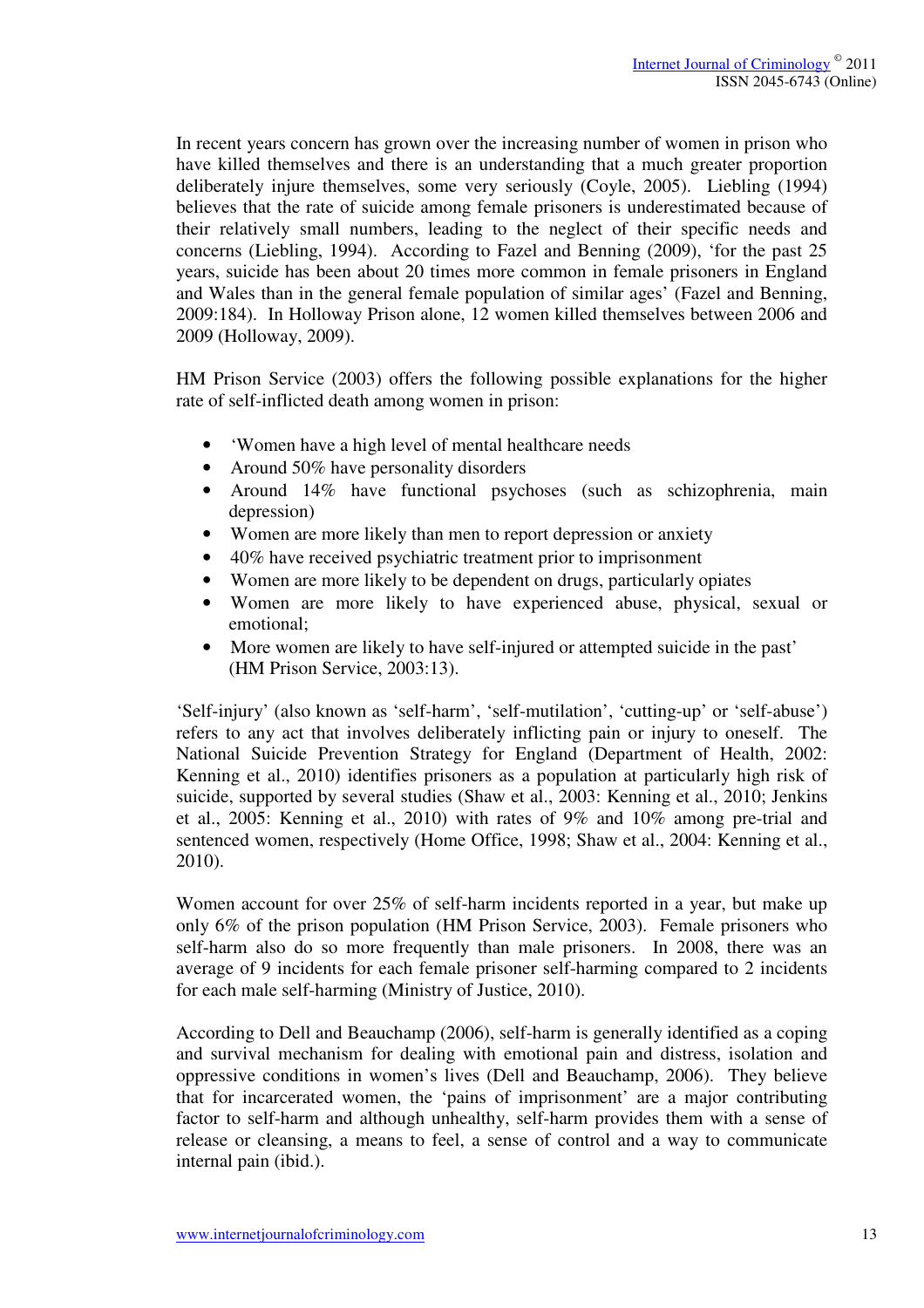In recent years concern has grown over the increasing number of women in prison who have killed themselves and there is an understanding that a much greater proportion deliberately injure themselves, some very seriously (Coyle, 2005). Liebling (1994) believes that the rate of suicide among female prisoners is underestimated because of their relatively small numbers, leading to the neglect of their specific needs and concerns (Liebling, 1994). According to Fazel and Benning (2009), 'for the past 25 years, suicide has been about 20 times more common in female prisoners in England and Wales than in the general female population of similar ages' (Fazel and Benning, 2009:184). In Holloway Prison alone, 12 women killed themselves between 2006 and 2009 (Holloway, 2009).

HM Prison Service (2003) offers the following possible explanations for the higher rate of self-inflicted death among women in prison:

- 'Women have a high level of mental healthcare needs
- Around 50% have personality disorders
- Around 14% have functional psychoses (such as schizophrenia, main depression)
- Women are more likely than men to report depression or anxiety
- 40% have received psychiatric treatment prior to imprisonment
- Women are more likely to be dependent on drugs, particularly opiates
- Women are more likely to have experienced abuse, physical, sexual or emotional;
- More women are likely to have self-injured or attempted suicide in the past' (HM Prison Service, 2003:13).

'Self-injury' (also known as 'self-harm', 'self-mutilation', 'cutting-up' or 'self-abuse') refers to any act that involves deliberately inflicting pain or injury to oneself. The National Suicide Prevention Strategy for England (Department of Health, 2002: Kenning et al., 2010) identifies prisoners as a population at particularly high risk of suicide, supported by several studies (Shaw et al., 2003: Kenning et al., 2010; Jenkins et al., 2005: Kenning et al., 2010) with rates of 9% and 10% among pre-trial and sentenced women, respectively (Home Office, 1998; Shaw et al., 2004: Kenning et al., 2010).

Women account for over 25% of self-harm incidents reported in a year, but make up only 6% of the prison population (HM Prison Service, 2003). Female prisoners who self-harm also do so more frequently than male prisoners. In 2008, there was an average of 9 incidents for each female prisoner self-harming compared to 2 incidents for each male self-harming (Ministry of Justice, 2010).

According to Dell and Beauchamp (2006), self-harm is generally identified as a coping and survival mechanism for dealing with emotional pain and distress, isolation and oppressive conditions in women's lives (Dell and Beauchamp, 2006). They believe that for incarcerated women, the 'pains of imprisonment' are a major contributing factor to self-harm and although unhealthy, self-harm provides them with a sense of release or cleansing, a means to feel, a sense of control and a way to communicate internal pain (ibid.).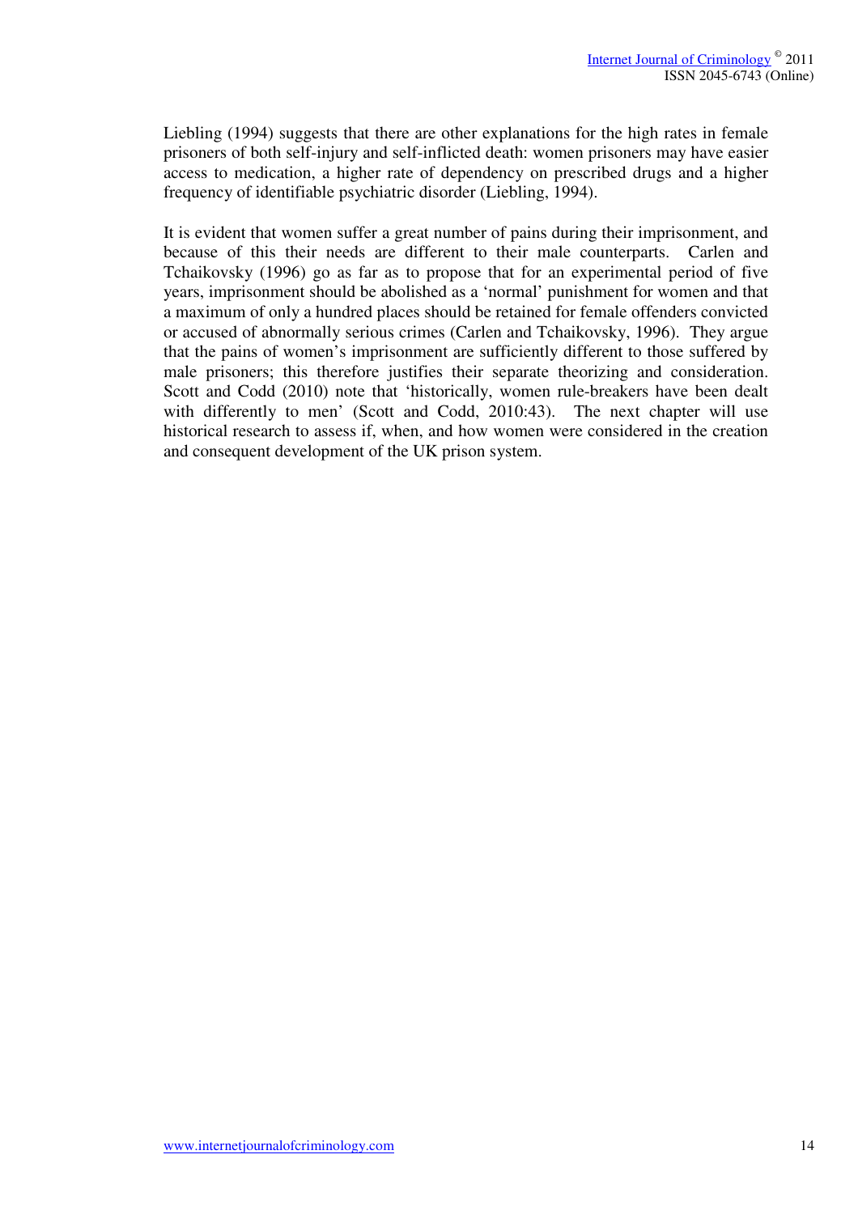Liebling (1994) suggests that there are other explanations for the high rates in female prisoners of both self-injury and self-inflicted death: women prisoners may have easier access to medication, a higher rate of dependency on prescribed drugs and a higher frequency of identifiable psychiatric disorder (Liebling, 1994).

It is evident that women suffer a great number of pains during their imprisonment, and because of this their needs are different to their male counterparts. Carlen and Tchaikovsky (1996) go as far as to propose that for an experimental period of five years, imprisonment should be abolished as a 'normal' punishment for women and that a maximum of only a hundred places should be retained for female offenders convicted or accused of abnormally serious crimes (Carlen and Tchaikovsky, 1996). They argue that the pains of women's imprisonment are sufficiently different to those suffered by male prisoners; this therefore justifies their separate theorizing and consideration. Scott and Codd (2010) note that 'historically, women rule-breakers have been dealt with differently to men' (Scott and Codd, 2010:43). The next chapter will use historical research to assess if, when, and how women were considered in the creation and consequent development of the UK prison system.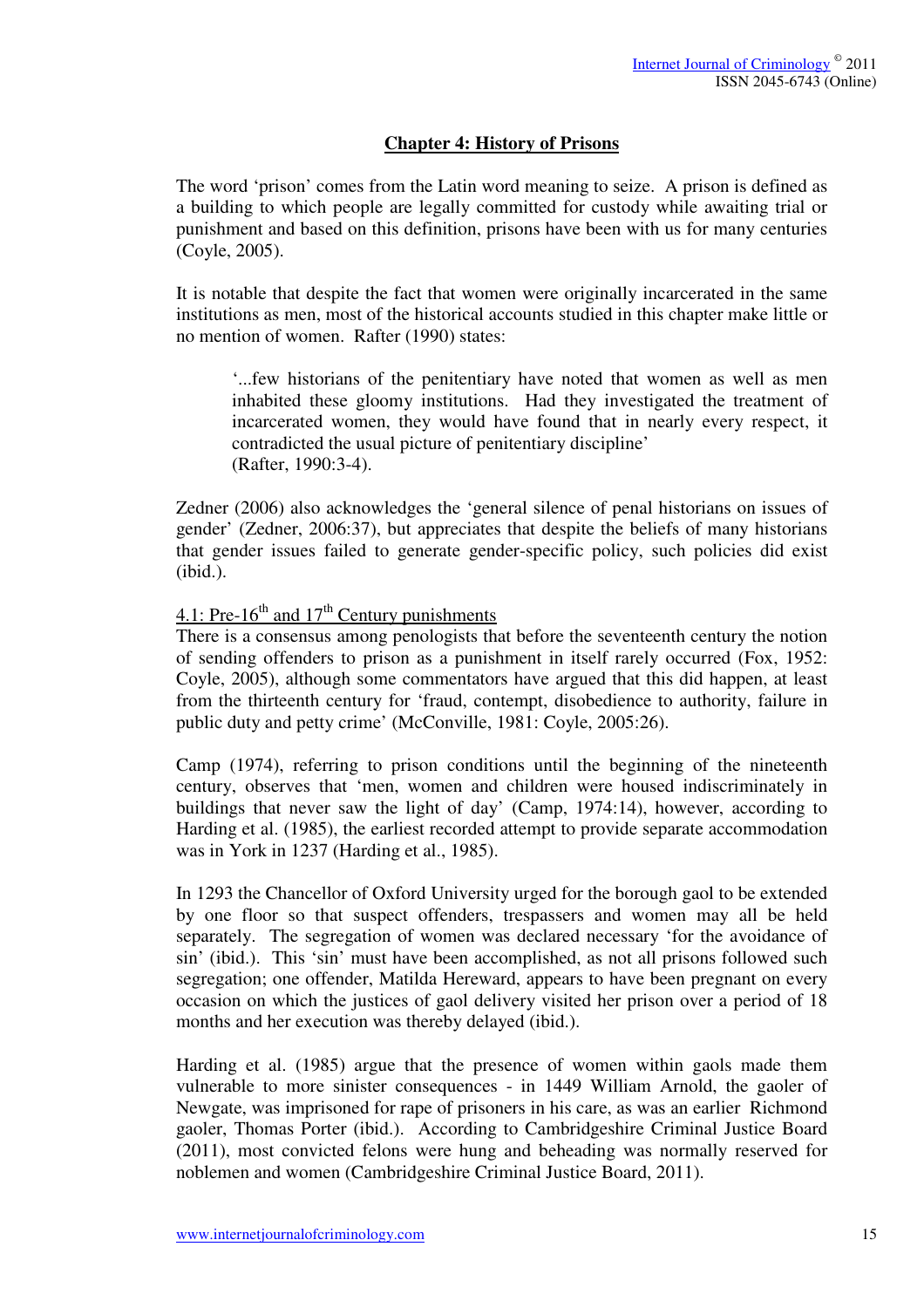## Chapter 4: History of Prisons

The word 'prison' comes from the Latin word meaning to seize. A prison is defined as a building to which people are legally committed for custody while awaiting trial or punishment and based on this definition, prisons have been with us for many centuries (Coyle, 2005).

It is notable that despite the fact that women were originally incarcerated in the same institutions as men, most of the historical accounts studied in this chapter make little or no mention of women. Rafter (1990) states:

> '...few historians of the penitentiary have noted that women as well as men inhabited these gloomy institutions. Had they investigated the treatment of incarcerated women, they would have found that in nearly every respect, it contradicted the usual picture of penitentiary discipline'
> (Rafter, 1990:3-4).

Zedner (2006) also acknowledges the 'general silence of penal historians on issues of gender' (Zedner, 2006:37), but appreciates that despite the beliefs of many historians that gender issues failed to generate gender-specific policy, such policies did exist (ibid.).

### 4.1: Pre-16th and 17th Century punishments

There is a consensus among penologists that before the seventeenth century the notion of sending offenders to prison as a punishment in itself rarely occurred (Fox, 1952: Coyle, 2005), although some commentators have argued that this did happen, at least from the thirteenth century for 'fraud, contempt, disobedience to authority, failure in public duty and petty crime' (McConville, 1981: Coyle, 2005:26).

Camp (1974), referring to prison conditions until the beginning of the nineteenth century, observes that 'men, women and children were housed indiscriminately in buildings that never saw the light of day' (Camp, 1974:14), however, according to Harding et al. (1985), the earliest recorded attempt to provide separate accommodation was in York in 1237 (Harding et al., 1985).

In 1293 the Chancellor of Oxford University urged for the borough gaol to be extended by one floor so that suspect offenders, trespassers and women may all be held separately. The segregation of women was declared necessary 'for the avoidance of sin' (ibid.). This 'sin' must have been accomplished, as not all prisons followed such segregation; one offender, Matilda Hereward, appears to have been pregnant on every occasion on which the justices of gaol delivery visited her prison over a period of 18 months and her execution was thereby delayed (ibid.).

Harding et al. (1985) argue that the presence of women within gaols made them vulnerable to more sinister consequences - in 1449 William Arnold, the gaoler of Newgate, was imprisoned for rape of prisoners in his care, as was an earlier Richmond gaoler, Thomas Porter (ibid.). According to Cambridgeshire Criminal Justice Board (2011), most convicted felons were hung and beheading was normally reserved for noblemen and women (Cambridgeshire Criminal Justice Board, 2011).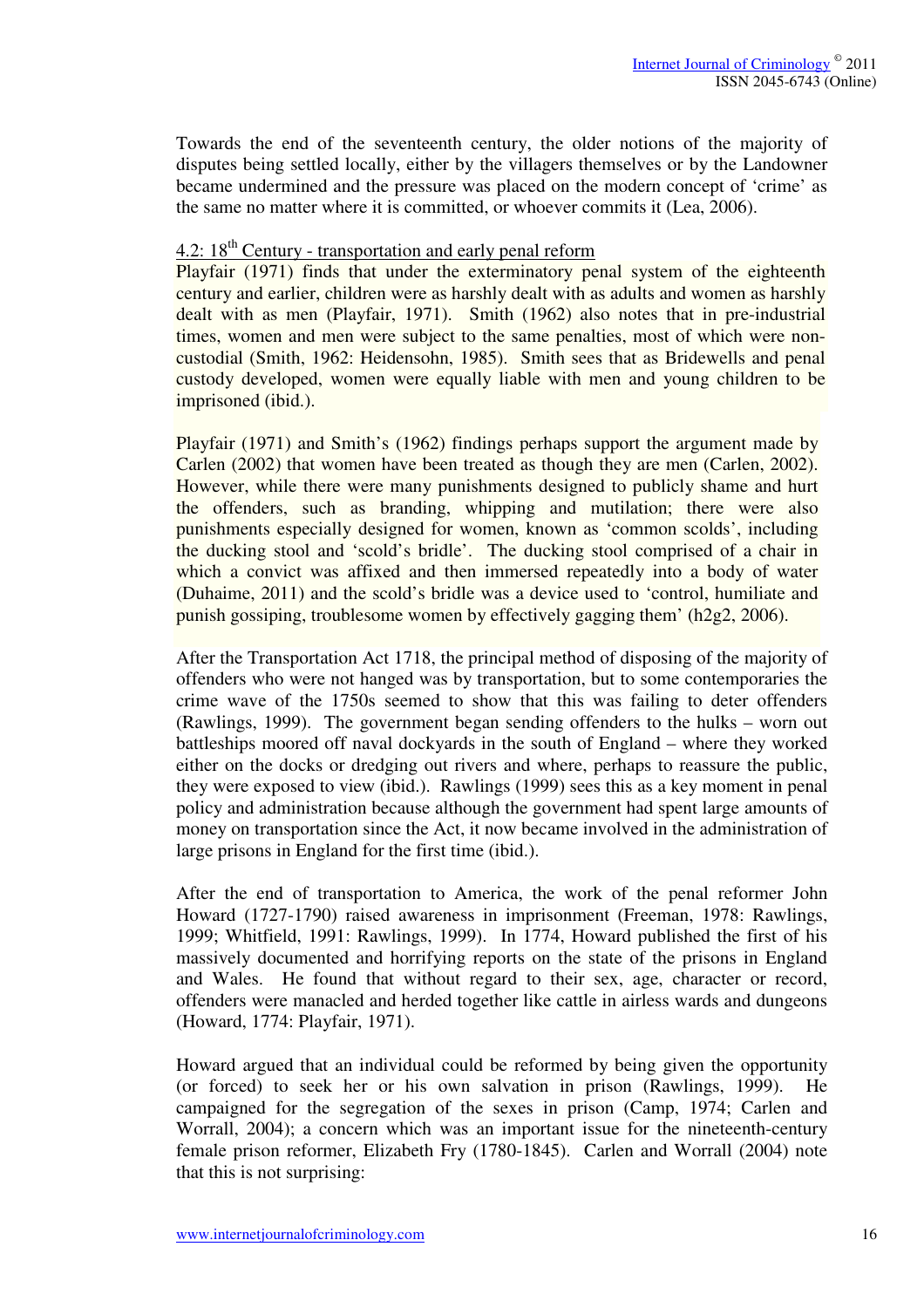Towards the end of the seventeenth century, the older notions of the majority of disputes being settled locally, either by the villagers themselves or by the Landowner became undermined and the pressure was placed on the modern concept of 'crime' as the same no matter where it is committed, or whoever commits it (Lea, 2006).

### 4.2: 18th Century - transportation and early penal reform

Playfair (1971) finds that under the exterminatory penal system of the eighteenth century and earlier, children were as harshly dealt with as adults and women as harshly dealt with as men (Playfair, 1971). Smith (1962) also notes that in pre-industrial times, women and men were subject to the same penalties, most of which were non-custodial (Smith, 1962: Heidensohn, 1985). Smith sees that as Bridewells and penal custody developed, women were equally liable with men and young children to be imprisoned (ibid.).

Playfair (1971) and Smith's (1962) findings perhaps support the argument made by Carlen (2002) that women have been treated as though they are men (Carlen, 2002). However, while there were many punishments designed to publicly shame and hurt the offenders, such as branding, whipping and mutilation; there were also punishments especially designed for women, known as 'common scolds', including the ducking stool and 'scold's bridle'. The ducking stool comprised of a chair in which a convict was affixed and then immersed repeatedly into a body of water (Duhaime, 2011) and the scold's bridle was a device used to 'control, humiliate and punish gossiping, troublesome women by effectively gagging them' (h2g2, 2006).

After the Transportation Act 1718, the principal method of disposing of the majority of offenders who were not hanged was by transportation, but to some contemporaries the crime wave of the 1750s seemed to show that this was failing to deter offenders (Rawlings, 1999). The government began sending offenders to the hulks – worn out battleships moored off naval dockyards in the south of England – where they worked either on the docks or dredging out rivers and where, perhaps to reassure the public, they were exposed to view (ibid.). Rawlings (1999) sees this as a key moment in penal policy and administration because although the government had spent large amounts of money on transportation since the Act, it now became involved in the administration of large prisons in England for the first time (ibid.).

After the end of transportation to America, the work of the penal reformer John Howard (1727-1790) raised awareness in imprisonment (Freeman, 1978: Rawlings, 1999; Whitfield, 1991: Rawlings, 1999). In 1774, Howard published the first of his massively documented and horrifying reports on the state of the prisons in England and Wales. He found that without regard to their sex, age, character or record, offenders were manacled and herded together like cattle in airless wards and dungeons (Howard, 1774: Playfair, 1971).

Howard argued that an individual could be reformed by being given the opportunity (or forced) to seek her or his own salvation in prison (Rawlings, 1999). He campaigned for the segregation of the sexes in prison (Camp, 1974; Carlen and Worrall, 2004); a concern which was an important issue for the nineteenth-century female prison reformer, Elizabeth Fry (1780-1845). Carlen and Worrall (2004) note that this is not surprising: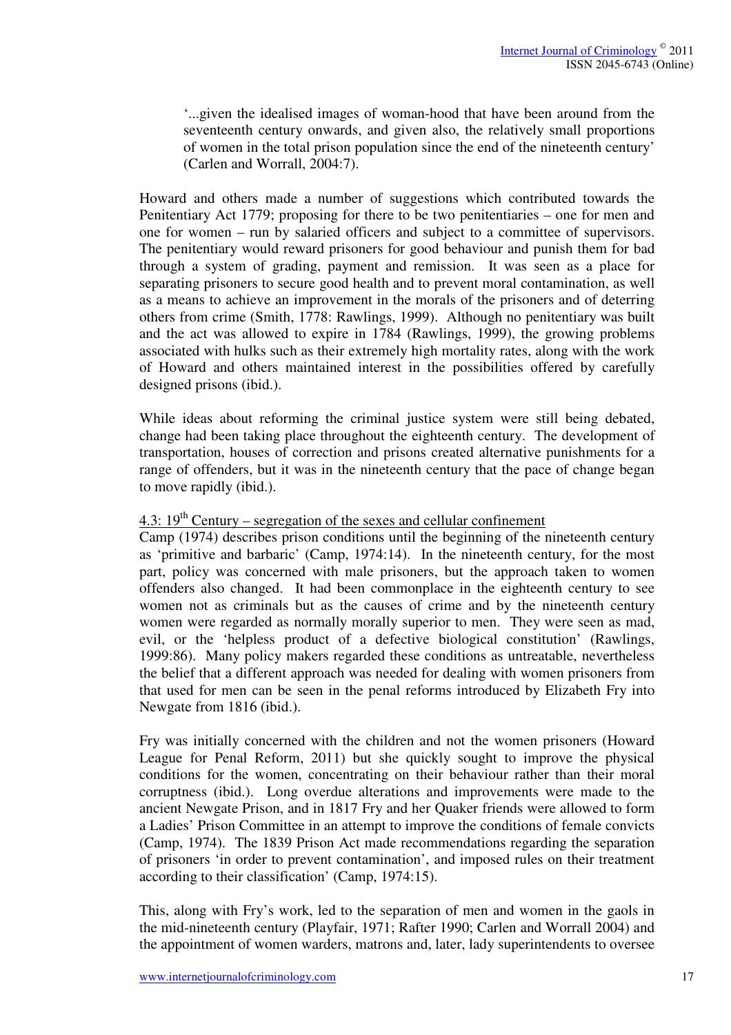> '...given the idealised images of woman-hood that have been around from the seventeenth century onwards, and given also, the relatively small proportions of women in the total prison population since the end of the nineteenth century' (Carlen and Worrall, 2004:7).

Howard and others made a number of suggestions which contributed towards the Penitentiary Act 1779; proposing for there to be two penitentiaries – one for men and one for women – run by salaried officers and subject to a committee of supervisors. The penitentiary would reward prisoners for good behaviour and punish them for bad through a system of grading, payment and remission. It was seen as a place for separating prisoners to secure good health and to prevent moral contamination, as well as a means to achieve an improvement in the morals of the prisoners and of deterring others from crime (Smith, 1778: Rawlings, 1999). Although no penitentiary was built and the act was allowed to expire in 1784 (Rawlings, 1999), the growing problems associated with hulks such as their extremely high mortality rates, along with the work of Howard and others maintained interest in the possibilities offered by carefully designed prisons (ibid.).

While ideas about reforming the criminal justice system were still being debated, change had been taking place throughout the eighteenth century. The development of transportation, houses of correction and prisons created alternative punishments for a range of offenders, but it was in the nineteenth century that the pace of change began to move rapidly (ibid.).

### 4.3: 19th Century – segregation of the sexes and cellular confinement

Camp (1974) describes prison conditions until the beginning of the nineteenth century as 'primitive and barbaric' (Camp, 1974:14). In the nineteenth century, for the most part, policy was concerned with male prisoners, but the approach taken to women offenders also changed. It had been commonplace in the eighteenth century to see women not as criminals but as the causes of crime and by the nineteenth century women were regarded as normally morally superior to men. They were seen as mad, evil, or the 'helpless product of a defective biological constitution' (Rawlings, 1999:86). Many policy makers regarded these conditions as untreatable, nevertheless the belief that a different approach was needed for dealing with women prisoners from that used for men can be seen in the penal reforms introduced by Elizabeth Fry into Newgate from 1816 (ibid.).

Fry was initially concerned with the children and not the women prisoners (Howard League for Penal Reform, 2011) but she quickly sought to improve the physical conditions for the women, concentrating on their behaviour rather than their moral corruptness (ibid.). Long overdue alterations and improvements were made to the ancient Newgate Prison, and in 1817 Fry and her Quaker friends were allowed to form a Ladies' Prison Committee in an attempt to improve the conditions of female convicts (Camp, 1974). The 1839 Prison Act made recommendations regarding the separation of prisoners 'in order to prevent contamination', and imposed rules on their treatment according to their classification' (Camp, 1974:15).

This, along with Fry's work, led to the separation of men and women in the gaols in the mid-nineteenth century (Playfair, 1971; Rafter 1990; Carlen and Worrall 2004) and the appointment of women warders, matrons and, later, lady superintendents to oversee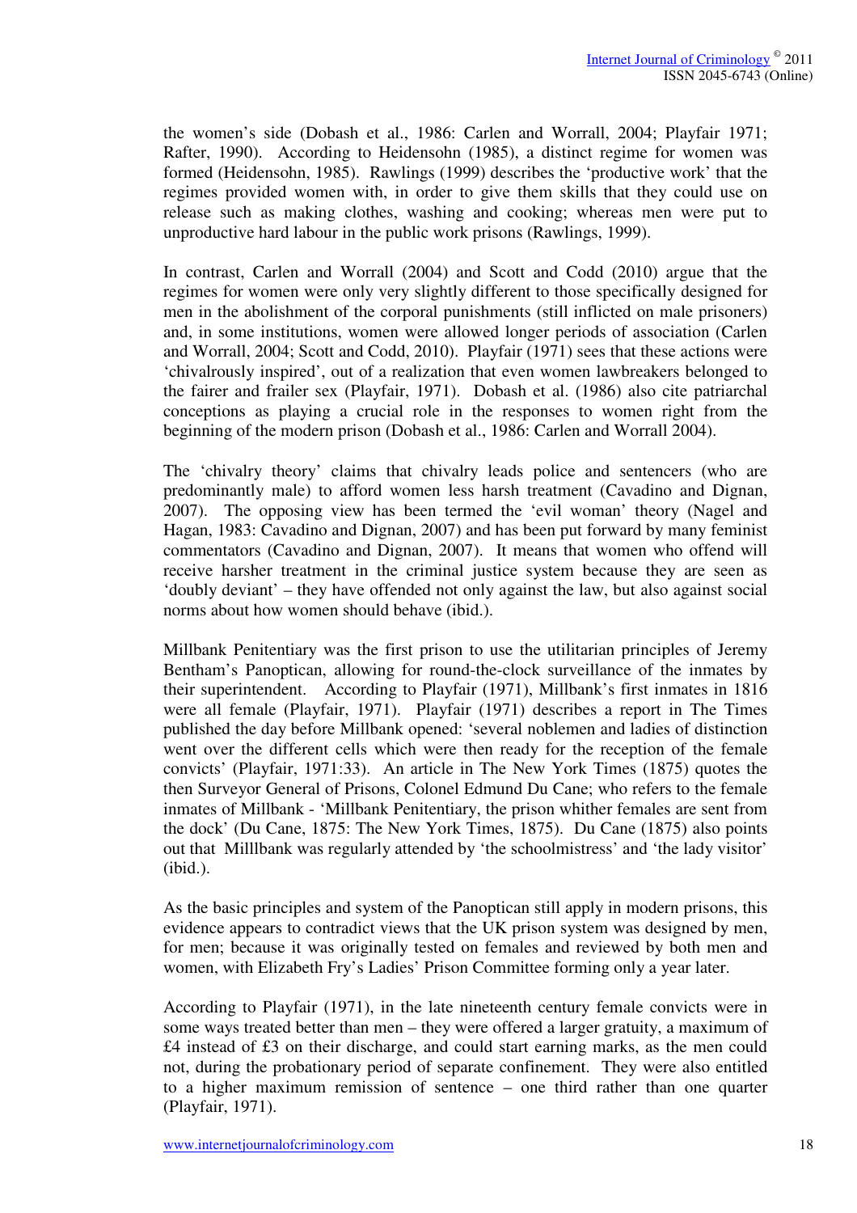the women's side (Dobash et al., 1986: Carlen and Worrall, 2004; Playfair 1971; Rafter, 1990). According to Heidensohn (1985), a distinct regime for women was formed (Heidensohn, 1985). Rawlings (1999) describes the 'productive work' that the regimes provided women with, in order to give them skills that they could use on release such as making clothes, washing and cooking; whereas men were put to unproductive hard labour in the public work prisons (Rawlings, 1999).

In contrast, Carlen and Worrall (2004) and Scott and Codd (2010) argue that the regimes for women were only very slightly different to those specifically designed for men in the abolishment of the corporal punishments (still inflicted on male prisoners) and, in some institutions, women were allowed longer periods of association (Carlen and Worrall, 2004; Scott and Codd, 2010). Playfair (1971) sees that these actions were 'chivalrously inspired', out of a realization that even women lawbreakers belonged to the fairer and frailer sex (Playfair, 1971). Dobash et al. (1986) also cite patriarchal conceptions as playing a crucial role in the responses to women right from the beginning of the modern prison (Dobash et al., 1986: Carlen and Worrall 2004).

The 'chivalry theory' claims that chivalry leads police and sentencers (who are predominantly male) to afford women less harsh treatment (Cavadino and Dignan, 2007). The opposing view has been termed the 'evil woman' theory (Nagel and Hagan, 1983: Cavadino and Dignan, 2007) and has been put forward by many feminist commentators (Cavadino and Dignan, 2007). It means that women who offend will receive harsher treatment in the criminal justice system because they are seen as 'doubly deviant' – they have offended not only against the law, but also against social norms about how women should behave (ibid.).

Millbank Penitentiary was the first prison to use the utilitarian principles of Jeremy Bentham's Panoptican, allowing for round-the-clock surveillance of the inmates by their superintendent. According to Playfair (1971), Millbank's first inmates in 1816 were all female (Playfair, 1971). Playfair (1971) describes a report in The Times published the day before Millbank opened: 'several noblemen and ladies of distinction went over the different cells which were then ready for the reception of the female convicts' (Playfair, 1971:33). An article in The New York Times (1875) quotes the then Surveyor General of Prisons, Colonel Edmund Du Cane; who refers to the female inmates of Millbank - 'Millbank Penitentiary, the prison whither females are sent from the dock' (Du Cane, 1875: The New York Times, 1875). Du Cane (1875) also points out that Milllbank was regularly attended by 'the schoolmistress' and 'the lady visitor' (ibid.).

As the basic principles and system of the Panoptican still apply in modern prisons, this evidence appears to contradict views that the UK prison system was designed by men, for men; because it was originally tested on females and reviewed by both men and women, with Elizabeth Fry's Ladies' Prison Committee forming only a year later.

According to Playfair (1971), in the late nineteenth century female convicts were in some ways treated better than men – they were offered a larger gratuity, a maximum of £4 instead of £3 on their discharge, and could start earning marks, as the men could not, during the probationary period of separate confinement. They were also entitled to a higher maximum remission of sentence – one third rather than one quarter (Playfair, 1971).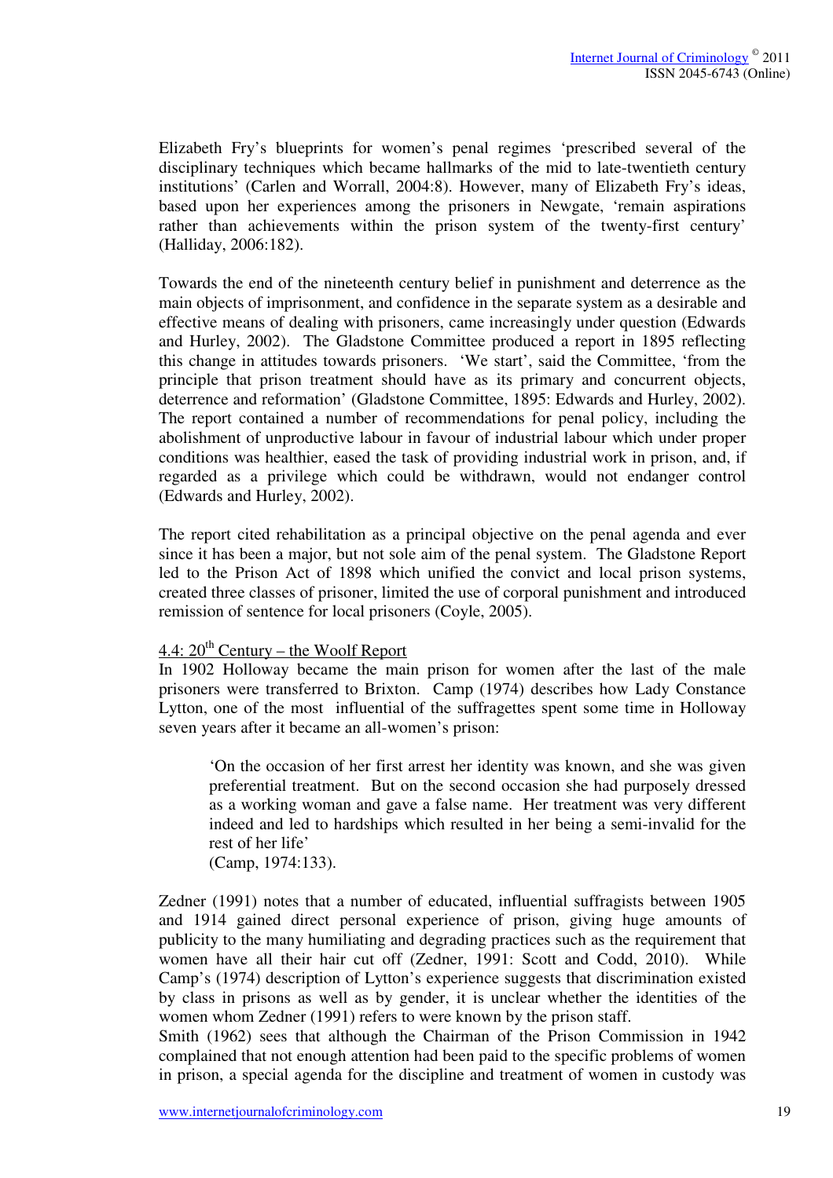Elizabeth Fry's blueprints for women's penal regimes 'prescribed several of the disciplinary techniques which became hallmarks of the mid to late-twentieth century institutions' (Carlen and Worrall, 2004:8). However, many of Elizabeth Fry's ideas, based upon her experiences among the prisoners in Newgate, 'remain aspirations rather than achievements within the prison system of the twenty-first century' (Halliday, 2006:182).

Towards the end of the nineteenth century belief in punishment and deterrence as the main objects of imprisonment, and confidence in the separate system as a desirable and effective means of dealing with prisoners, came increasingly under question (Edwards and Hurley, 2002). The Gladstone Committee produced a report in 1895 reflecting this change in attitudes towards prisoners. 'We start', said the Committee, 'from the principle that prison treatment should have as its primary and concurrent objects, deterrence and reformation' (Gladstone Committee, 1895: Edwards and Hurley, 2002). The report contained a number of recommendations for penal policy, including the abolishment of unproductive labour in favour of industrial labour which under proper conditions was healthier, eased the task of providing industrial work in prison, and, if regarded as a privilege which could be withdrawn, would not endanger control (Edwards and Hurley, 2002).

The report cited rehabilitation as a principal objective on the penal agenda and ever since it has been a major, but not sole aim of the penal system. The Gladstone Report led to the Prison Act of 1898 which unified the convict and local prison systems, created three classes of prisoner, limited the use of corporal punishment and introduced remission of sentence for local prisoners (Coyle, 2005).

### 4.4: 20th Century – the Woolf Report

In 1902 Holloway became the main prison for women after the last of the male prisoners were transferred to Brixton. Camp (1974) describes how Lady Constance Lytton, one of the most influential of the suffragettes spent some time in Holloway seven years after it became an all-women's prison:

> 'On the occasion of her first arrest her identity was known, and she was given preferential treatment. But on the second occasion she had purposely dressed as a working woman and gave a false name. Her treatment was very different indeed and led to hardships which resulted in her being a semi-invalid for the rest of her life'
> (Camp, 1974:133).

Zedner (1991) notes that a number of educated, influential suffragists between 1905 and 1914 gained direct personal experience of prison, giving huge amounts of publicity to the many humiliating and degrading practices such as the requirement that women have all their hair cut off (Zedner, 1991: Scott and Codd, 2010). While Camp's (1974) description of Lytton's experience suggests that discrimination existed by class in prisons as well as by gender, it is unclear whether the identities of the women whom Zedner (1991) refers to were known by the prison staff.

Smith (1962) sees that although the Chairman of the Prison Commission in 1942 complained that not enough attention had been paid to the specific problems of women in prison, a special agenda for the discipline and treatment of women in custody was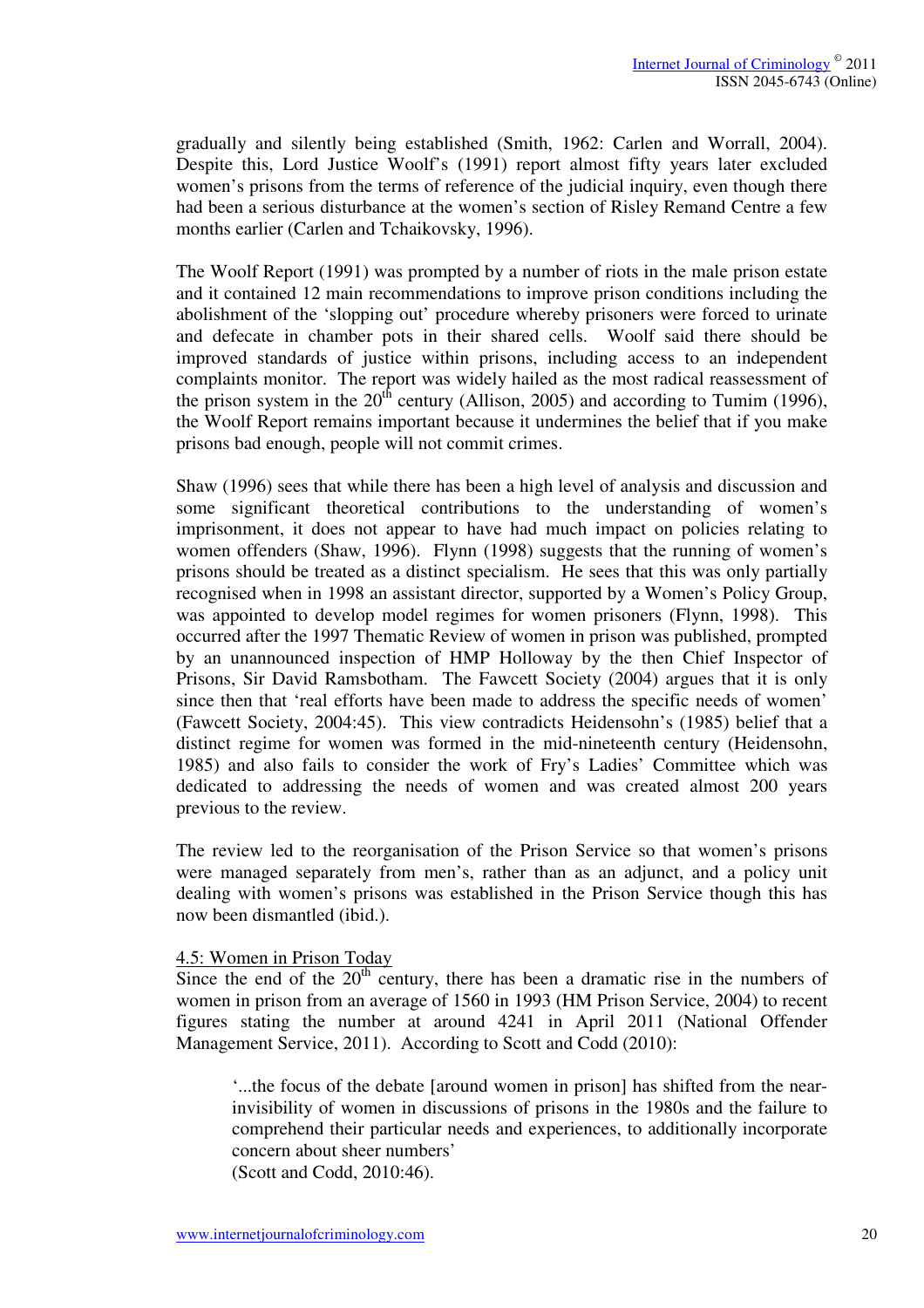gradually and silently being established (Smith, 1962: Carlen and Worrall, 2004). Despite this, Lord Justice Woolf's (1991) report almost fifty years later excluded women's prisons from the terms of reference of the judicial inquiry, even though there had been a serious disturbance at the women's section of Risley Remand Centre a few months earlier (Carlen and Tchaikovsky, 1996).

The Woolf Report (1991) was prompted by a number of riots in the male prison estate and it contained 12 main recommendations to improve prison conditions including the abolishment of the 'slopping out' procedure whereby prisoners were forced to urinate and defecate in chamber pots in their shared cells. Woolf said there should be improved standards of justice within prisons, including access to an independent complaints monitor. The report was widely hailed as the most radical reassessment of the prison system in the 20th century (Allison, 2005) and according to Tumim (1996), the Woolf Report remains important because it undermines the belief that if you make prisons bad enough, people will not commit crimes.

Shaw (1996) sees that while there has been a high level of analysis and discussion and some significant theoretical contributions to the understanding of women's imprisonment, it does not appear to have had much impact on policies relating to women offenders (Shaw, 1996). Flynn (1998) suggests that the running of women's prisons should be treated as a distinct specialism. He sees that this was only partially recognised when in 1998 an assistant director, supported by a Women's Policy Group, was appointed to develop model regimes for women prisoners (Flynn, 1998). This occurred after the 1997 Thematic Review of women in prison was published, prompted by an unannounced inspection of HMP Holloway by the then Chief Inspector of Prisons, Sir David Ramsbotham. The Fawcett Society (2004) argues that it is only since then that 'real efforts have been made to address the specific needs of women' (Fawcett Society, 2004:45). This view contradicts Heidensohn's (1985) belief that a distinct regime for women was formed in the mid-nineteenth century (Heidensohn, 1985) and also fails to consider the work of Fry's Ladies' Committee which was dedicated to addressing the needs of women and was created almost 200 years previous to the review.

The review led to the reorganisation of the Prison Service so that women's prisons were managed separately from men's, rather than as an adjunct, and a policy unit dealing with women's prisons was established in the Prison Service though this has now been dismantled (ibid.).

### 4.5: Women in Prison Today

Since the end of the 20th century, there has been a dramatic rise in the numbers of women in prison from an average of 1560 in 1993 (HM Prison Service, 2004) to recent figures stating the number at around 4241 in April 2011 (National Offender Management Service, 2011). According to Scott and Codd (2010):

> '...the focus of the debate [around women in prison] has shifted from the near-invisibility of women in discussions of prisons in the 1980s and the failure to comprehend their particular needs and experiences, to additionally incorporate concern about sheer numbers'
> (Scott and Codd, 2010:46).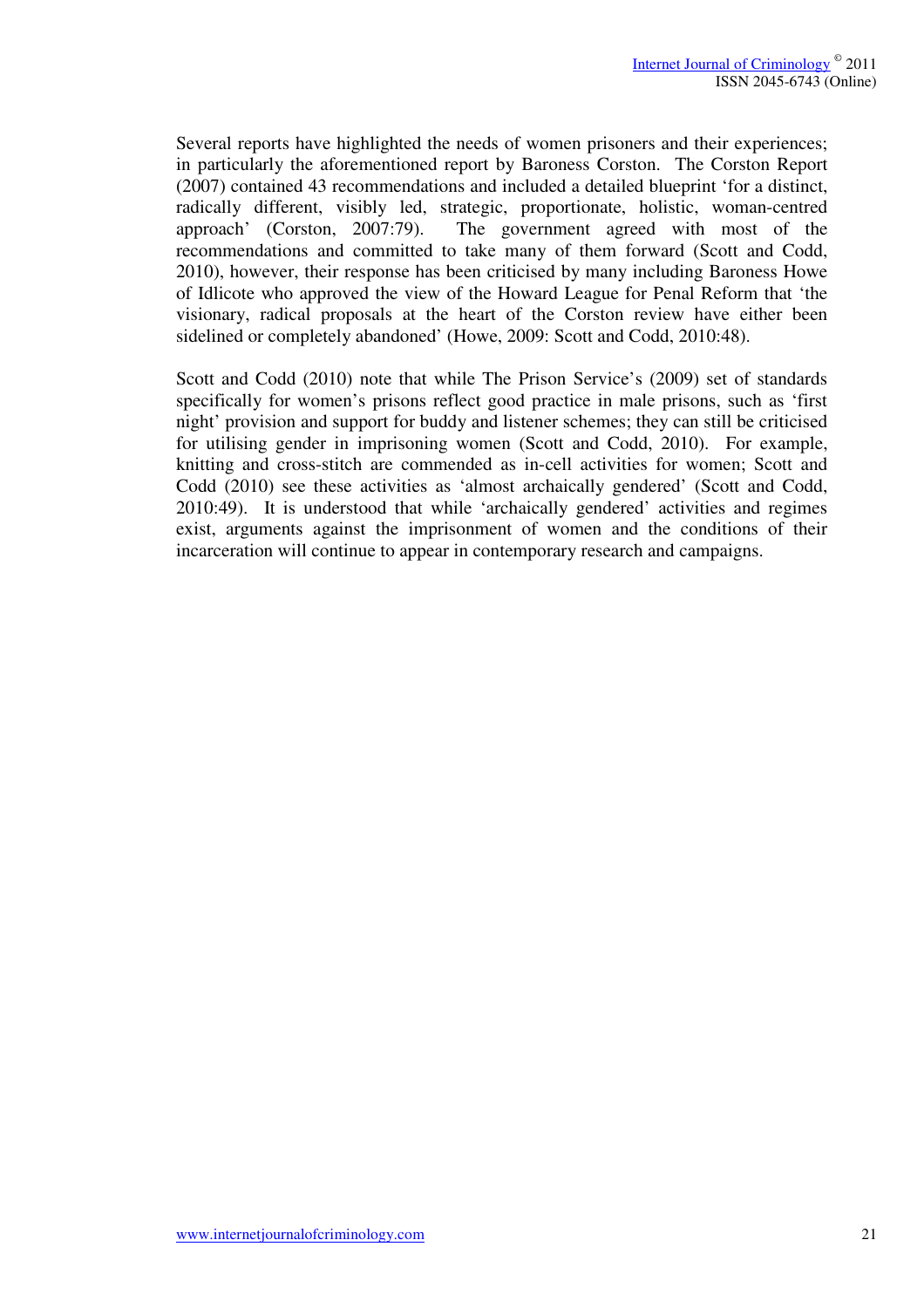Several reports have highlighted the needs of women prisoners and their experiences; in particularly the aforementioned report by Baroness Corston. The Corston Report (2007) contained 43 recommendations and included a detailed blueprint 'for a distinct, radically different, visibly led, strategic, proportionate, holistic, woman-centred approach' (Corston, 2007:79). The government agreed with most of the recommendations and committed to take many of them forward (Scott and Codd, 2010), however, their response has been criticised by many including Baroness Howe of Idlicote who approved the view of the Howard League for Penal Reform that 'the visionary, radical proposals at the heart of the Corston review have either been sidelined or completely abandoned' (Howe, 2009: Scott and Codd, 2010:48).

Scott and Codd (2010) note that while The Prison Service's (2009) set of standards specifically for women's prisons reflect good practice in male prisons, such as 'first night' provision and support for buddy and listener schemes; they can still be criticised for utilising gender in imprisoning women (Scott and Codd, 2010). For example, knitting and cross-stitch are commended as in-cell activities for women; Scott and Codd (2010) see these activities as 'almost archaically gendered' (Scott and Codd, 2010:49). It is understood that while 'archaically gendered' activities and regimes exist, arguments against the imprisonment of women and the conditions of their incarceration will continue to appear in contemporary research and campaigns.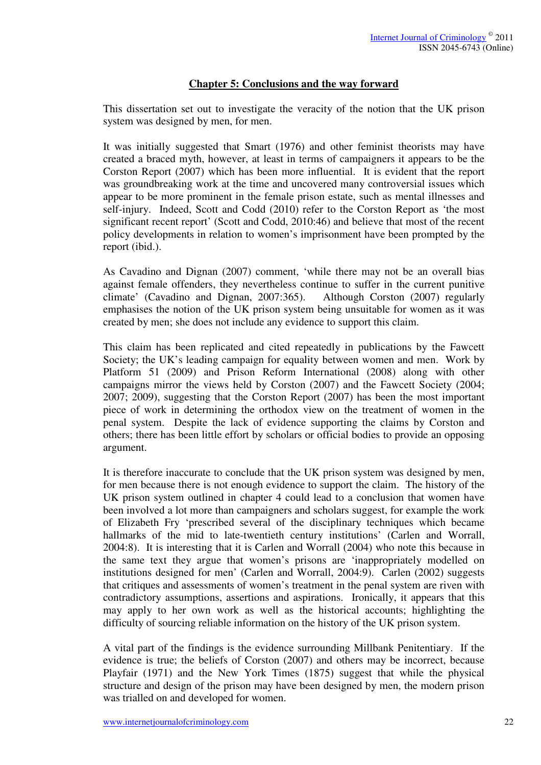## Chapter 5: Conclusions and the way forward

This dissertation set out to investigate the veracity of the notion that the UK prison system was designed by men, for men.

It was initially suggested that Smart (1976) and other feminist theorists may have created a braced myth, however, at least in terms of campaigners it appears to be the Corston Report (2007) which has been more influential. It is evident that the report was groundbreaking work at the time and uncovered many controversial issues which appear to be more prominent in the female prison estate, such as mental illnesses and self-injury. Indeed, Scott and Codd (2010) refer to the Corston Report as 'the most significant recent report' (Scott and Codd, 2010:46) and believe that most of the recent policy developments in relation to women's imprisonment have been prompted by the report (ibid.).

As Cavadino and Dignan (2007) comment, 'while there may not be an overall bias against female offenders, they nevertheless continue to suffer in the current punitive climate' (Cavadino and Dignan, 2007:365). Although Corston (2007) regularly emphasises the notion of the UK prison system being unsuitable for women as it was created by men; she does not include any evidence to support this claim.

This claim has been replicated and cited repeatedly in publications by the Fawcett Society; the UK's leading campaign for equality between women and men. Work by Platform 51 (2009) and Prison Reform International (2008) along with other campaigns mirror the views held by Corston (2007) and the Fawcett Society (2004; 2007; 2009), suggesting that the Corston Report (2007) has been the most important piece of work in determining the orthodox view on the treatment of women in the penal system. Despite the lack of evidence supporting the claims by Corston and others; there has been little effort by scholars or official bodies to provide an opposing argument.

It is therefore inaccurate to conclude that the UK prison system was designed by men, for men because there is not enough evidence to support the claim. The history of the UK prison system outlined in chapter 4 could lead to a conclusion that women have been involved a lot more than campaigners and scholars suggest, for example the work of Elizabeth Fry 'prescribed several of the disciplinary techniques which became hallmarks of the mid to late-twentieth century institutions' (Carlen and Worrall, 2004:8). It is interesting that it is Carlen and Worrall (2004) who note this because in the same text they argue that women's prisons are 'inappropriately modelled on institutions designed for men' (Carlen and Worrall, 2004:9). Carlen (2002) suggests that critiques and assessments of women's treatment in the penal system are riven with contradictory assumptions, assertions and aspirations. Ironically, it appears that this may apply to her own work as well as the historical accounts; highlighting the difficulty of sourcing reliable information on the history of the UK prison system.

A vital part of the findings is the evidence surrounding Millbank Penitentiary. If the evidence is true; the beliefs of Corston (2007) and others may be incorrect, because Playfair (1971) and the New York Times (1875) suggest that while the physical structure and design of the prison may have been designed by men, the modern prison was trialled on and developed for women.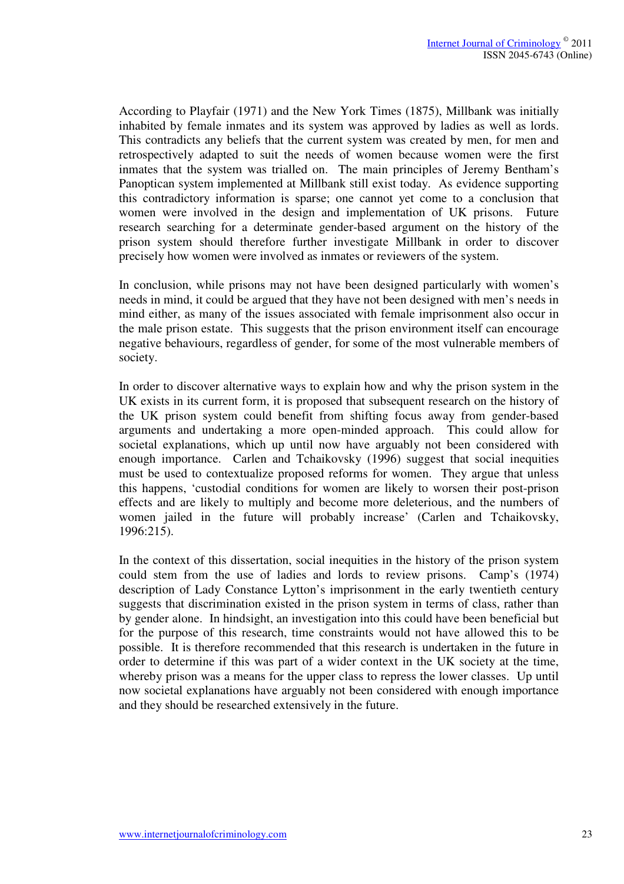According to Playfair (1971) and the New York Times (1875), Millbank was initially inhabited by female inmates and its system was approved by ladies as well as lords. This contradicts any beliefs that the current system was created by men, for men and retrospectively adapted to suit the needs of women because women were the first inmates that the system was trialled on. The main principles of Jeremy Bentham's Panoptican system implemented at Millbank still exist today. As evidence supporting this contradictory information is sparse; one cannot yet come to a conclusion that women were involved in the design and implementation of UK prisons. Future research searching for a determinate gender-based argument on the history of the prison system should therefore further investigate Millbank in order to discover precisely how women were involved as inmates or reviewers of the system.

In conclusion, while prisons may not have been designed particularly with women's needs in mind, it could be argued that they have not been designed with men's needs in mind either, as many of the issues associated with female imprisonment also occur in the male prison estate. This suggests that the prison environment itself can encourage negative behaviours, regardless of gender, for some of the most vulnerable members of society.

In order to discover alternative ways to explain how and why the prison system in the UK exists in its current form, it is proposed that subsequent research on the history of the UK prison system could benefit from shifting focus away from gender-based arguments and undertaking a more open-minded approach. This could allow for societal explanations, which up until now have arguably not been considered with enough importance. Carlen and Tchaikovsky (1996) suggest that social inequities must be used to contextualize proposed reforms for women. They argue that unless this happens, 'custodial conditions for women are likely to worsen their post-prison effects and are likely to multiply and become more deleterious, and the numbers of women jailed in the future will probably increase' (Carlen and Tchaikovsky, 1996:215).

In the context of this dissertation, social inequities in the history of the prison system could stem from the use of ladies and lords to review prisons. Camp's (1974) description of Lady Constance Lytton's imprisonment in the early twentieth century suggests that discrimination existed in the prison system in terms of class, rather than by gender alone. In hindsight, an investigation into this could have been beneficial but for the purpose of this research, time constraints would not have allowed this to be possible. It is therefore recommended that this research is undertaken in the future in order to determine if this was part of a wider context in the UK society at the time, whereby prison was a means for the upper class to repress the lower classes. Up until now societal explanations have arguably not been considered with enough importance and they should be researched extensively in the future.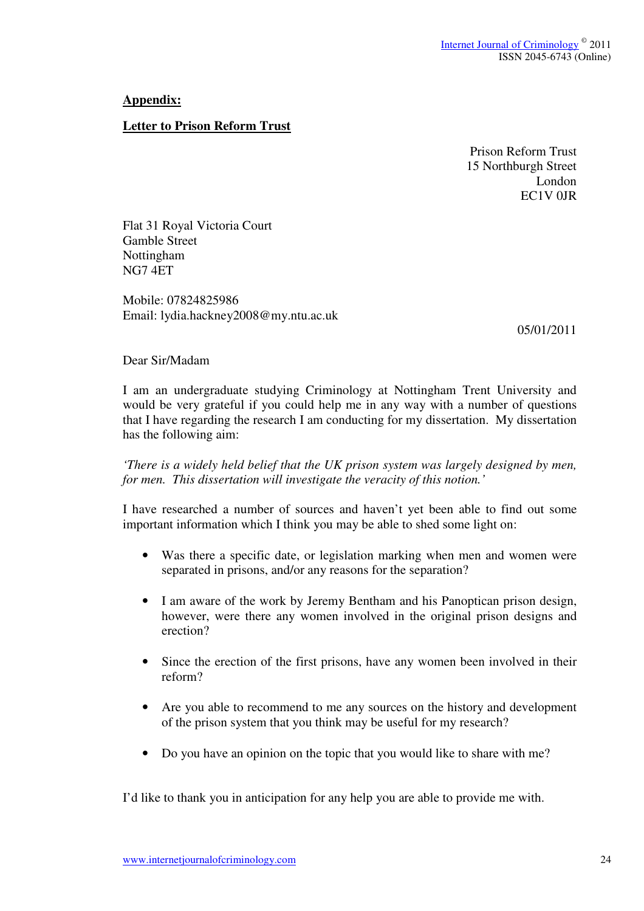**Appendix:**

**Letter to Prison Reform Trust**

Prison Reform Trust
15 Northburgh Street
London
EC1V 0JR

Flat 31 Royal Victoria Court
Gamble Street
Nottingham
NG7 4ET

Mobile: 07824825986
Email: lydia.hackney2008@my.ntu.ac.uk

05/01/2011

Dear Sir/Madam

I am an undergraduate studying Criminology at Nottingham Trent University and would be very grateful if you could help me in any way with a number of questions that I have regarding the research I am conducting for my dissertation. My dissertation has the following aim:

*'There is a widely held belief that the UK prison system was largely designed by men, for men. This dissertation will investigate the veracity of this notion.'*

I have researched a number of sources and haven't yet been able to find out some important information which I think you may be able to shed some light on:

- Was there a specific date, or legislation marking when men and women were separated in prisons, and/or any reasons for the separation?
- I am aware of the work by Jeremy Bentham and his Panoptican prison design, however, were there any women involved in the original prison designs and erection?
- Since the erection of the first prisons, have any women been involved in their reform?
- Are you able to recommend to me any sources on the history and development of the prison system that you think may be useful for my research?
- Do you have an opinion on the topic that you would like to share with me?

I'd like to thank you in anticipation for any help you are able to provide me with.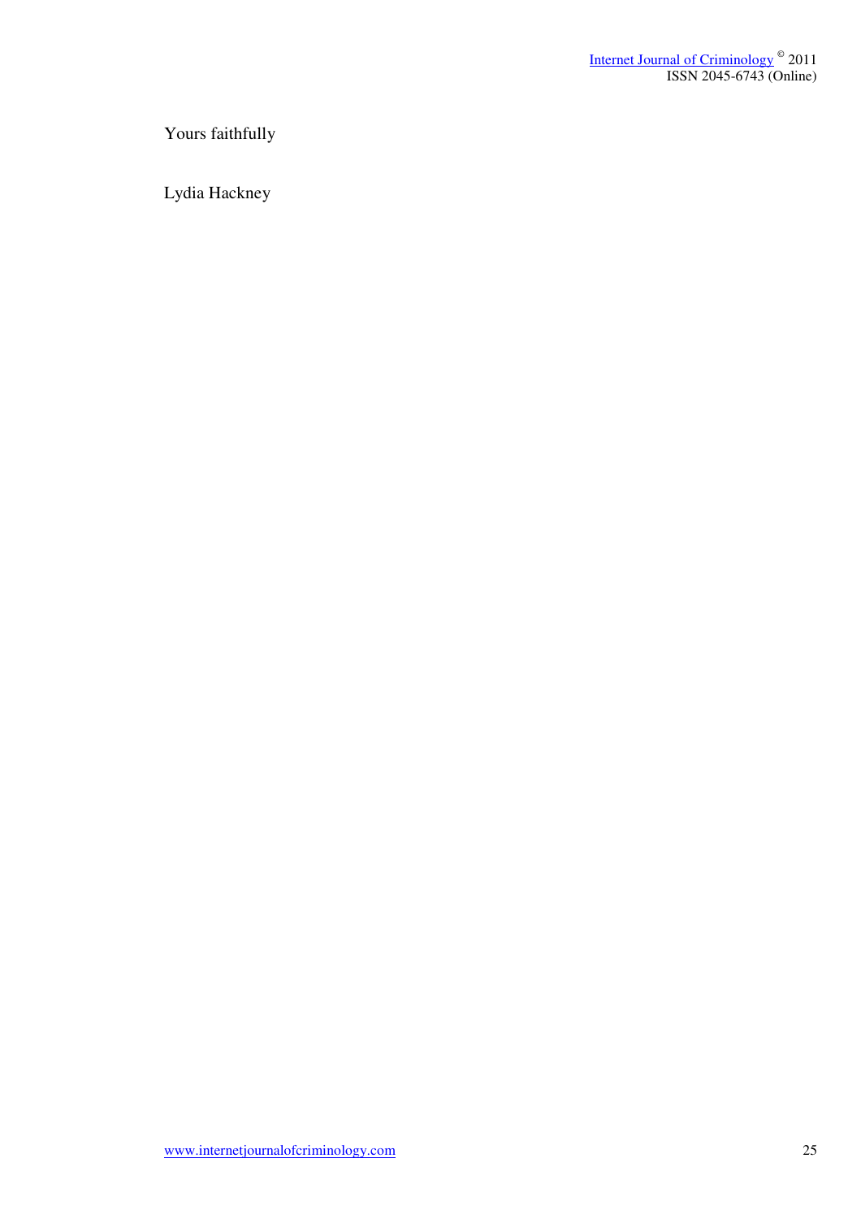Yours faithfully

Lydia Hackney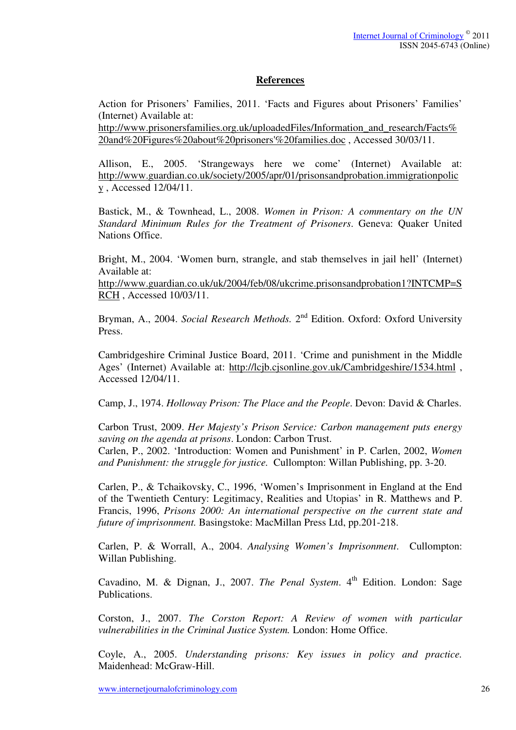## References

Action for Prisoners' Families, 2011. 'Facts and Figures about Prisoners' Families' (Internet) Available at: http://www.prisonersfamilies.org.uk/uploadedFiles/Information_and_research/Facts%20and%20Figures%20about%20prisoners'%20families.doc , Accessed 30/03/11.

Allison, E., 2005. 'Strangeways here we come' (Internet) Available at: http://www.guardian.co.uk/society/2005/apr/01/prisonsandprobation.immigrationpolicy , Accessed 12/04/11.

Bastick, M., & Townhead, L., 2008. *Women in Prison: A commentary on the UN Standard Minimum Rules for the Treatment of Prisoners*. Geneva: Quaker United Nations Office.

Bright, M., 2004. 'Women burn, strangle, and stab themselves in jail hell' (Internet) Available at: http://www.guardian.co.uk/uk/2004/feb/08/ukcrime.prisonsandprobation1?INTCMP=SRCH , Accessed 10/03/11.

Bryman, A., 2004. *Social Research Methods.* 2nd Edition. Oxford: Oxford University Press.

Cambridgeshire Criminal Justice Board, 2011. 'Crime and punishment in the Middle Ages' (Internet) Available at: http://lcjb.cjsonline.gov.uk/Cambridgeshire/1534.html , Accessed 12/04/11.

Camp, J., 1974. *Holloway Prison: The Place and the People*. Devon: David & Charles.

Carbon Trust, 2009. *Her Majesty's Prison Service: Carbon management puts energy saving on the agenda at prisons*. London: Carbon Trust.

Carlen, P., 2002. 'Introduction: Women and Punishment' in P. Carlen, 2002, *Women and Punishment: the struggle for justice.* Cullompton: Willan Publishing, pp. 3-20.

Carlen, P., & Tchaikovsky, C., 1996, 'Women's Imprisonment in England at the End of the Twentieth Century: Legitimacy, Realities and Utopias' in R. Matthews and P. Francis, 1996, *Prisons 2000: An international perspective on the current state and future of imprisonment.* Basingstoke: MacMillan Press Ltd, pp.201-218.

Carlen, P. & Worrall, A., 2004. *Analysing Women's Imprisonment*. Cullompton: Willan Publishing.

Cavadino, M. & Dignan, J., 2007. *The Penal System*. 4th Edition. London: Sage Publications.

Corston, J., 2007. *The Corston Report: A Review of women with particular vulnerabilities in the Criminal Justice System.* London: Home Office.

Coyle, A., 2005. *Understanding prisons: Key issues in policy and practice.* Maidenhead: McGraw-Hill.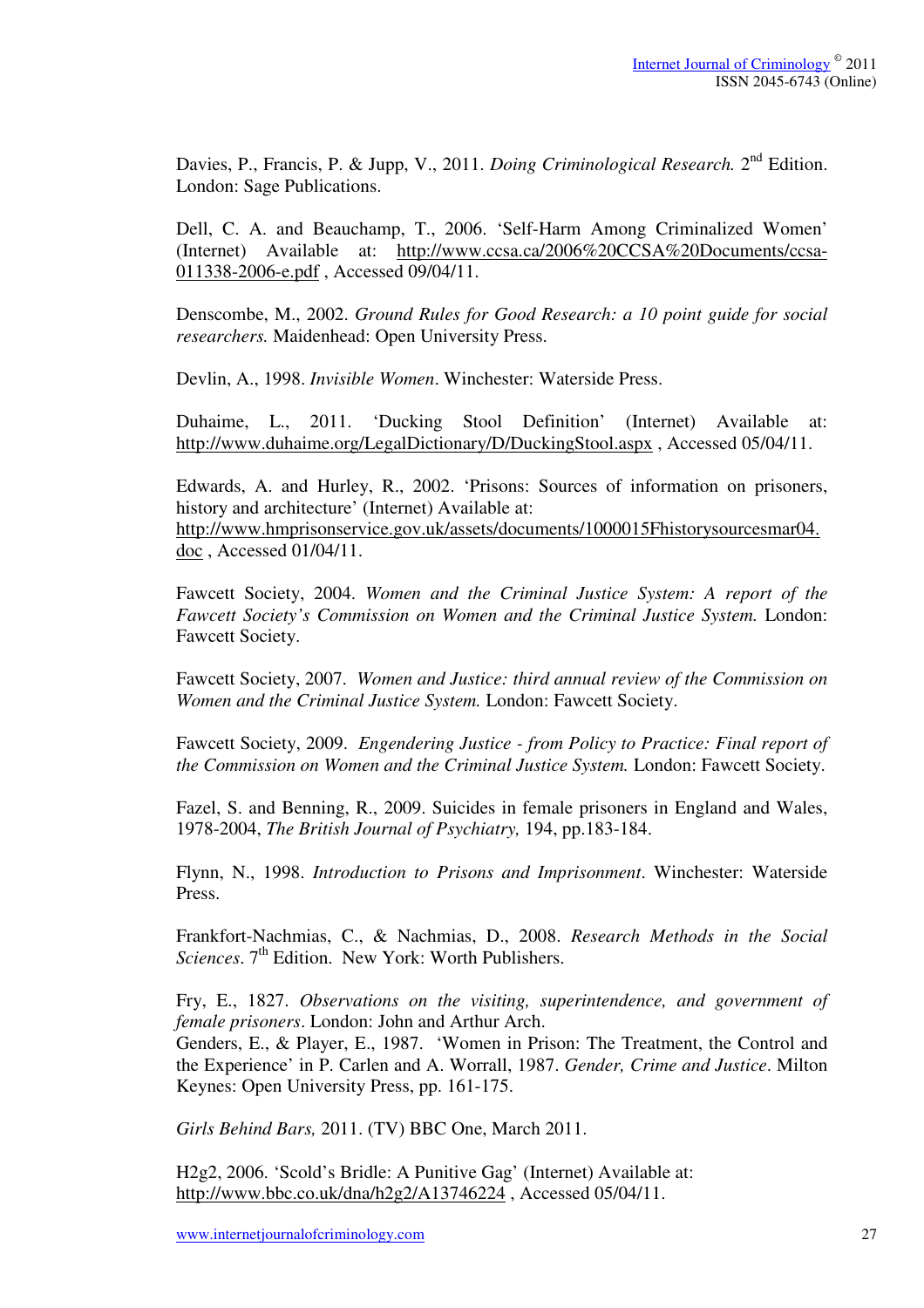Davies, P., Francis, P. & Jupp, V., 2011. *Doing Criminological Research.* 2nd Edition. London: Sage Publications.

Dell, C. A. and Beauchamp, T., 2006. 'Self-Harm Among Criminalized Women' (Internet) Available at: http://www.ccsa.ca/2006%20CCSA%20Documents/ccsa-011338-2006-e.pdf , Accessed 09/04/11.

Denscombe, M., 2002. *Ground Rules for Good Research: a 10 point guide for social researchers.* Maidenhead: Open University Press.

Devlin, A., 1998. *Invisible Women*. Winchester: Waterside Press.

Duhaime, L., 2011. 'Ducking Stool Definition' (Internet) Available at: http://www.duhaime.org/LegalDictionary/D/DuckingStool.aspx , Accessed 05/04/11.

Edwards, A. and Hurley, R., 2002. 'Prisons: Sources of information on prisoners, history and architecture' (Internet) Available at: http://www.hmprisonservice.gov.uk/assets/documents/1000015Fhistorysourcesmar04.doc , Accessed 01/04/11.

Fawcett Society, 2004. *Women and the Criminal Justice System: A report of the Fawcett Society's Commission on Women and the Criminal Justice System.* London: Fawcett Society.

Fawcett Society, 2007. *Women and Justice: third annual review of the Commission on Women and the Criminal Justice System.* London: Fawcett Society.

Fawcett Society, 2009. *Engendering Justice - from Policy to Practice: Final report of the Commission on Women and the Criminal Justice System.* London: Fawcett Society.

Fazel, S. and Benning, R., 2009. Suicides in female prisoners in England and Wales, 1978-2004, *The British Journal of Psychiatry,* 194, pp.183-184.

Flynn, N., 1998. *Introduction to Prisons and Imprisonment*. Winchester: Waterside Press.

Frankfort-Nachmias, C., & Nachmias, D., 2008. *Research Methods in the Social Sciences*. 7th Edition. New York: Worth Publishers.

Fry, E., 1827. *Observations on the visiting, superintendence, and government of female prisoners*. London: John and Arthur Arch.

Genders, E., & Player, E., 1987. 'Women in Prison: The Treatment, the Control and the Experience' in P. Carlen and A. Worrall, 1987. *Gender, Crime and Justice*. Milton Keynes: Open University Press, pp. 161-175.

*Girls Behind Bars,* 2011. (TV) BBC One, March 2011.

H2g2, 2006. 'Scold's Bridle: A Punitive Gag' (Internet) Available at: http://www.bbc.co.uk/dna/h2g2/A13746224 , Accessed 05/04/11.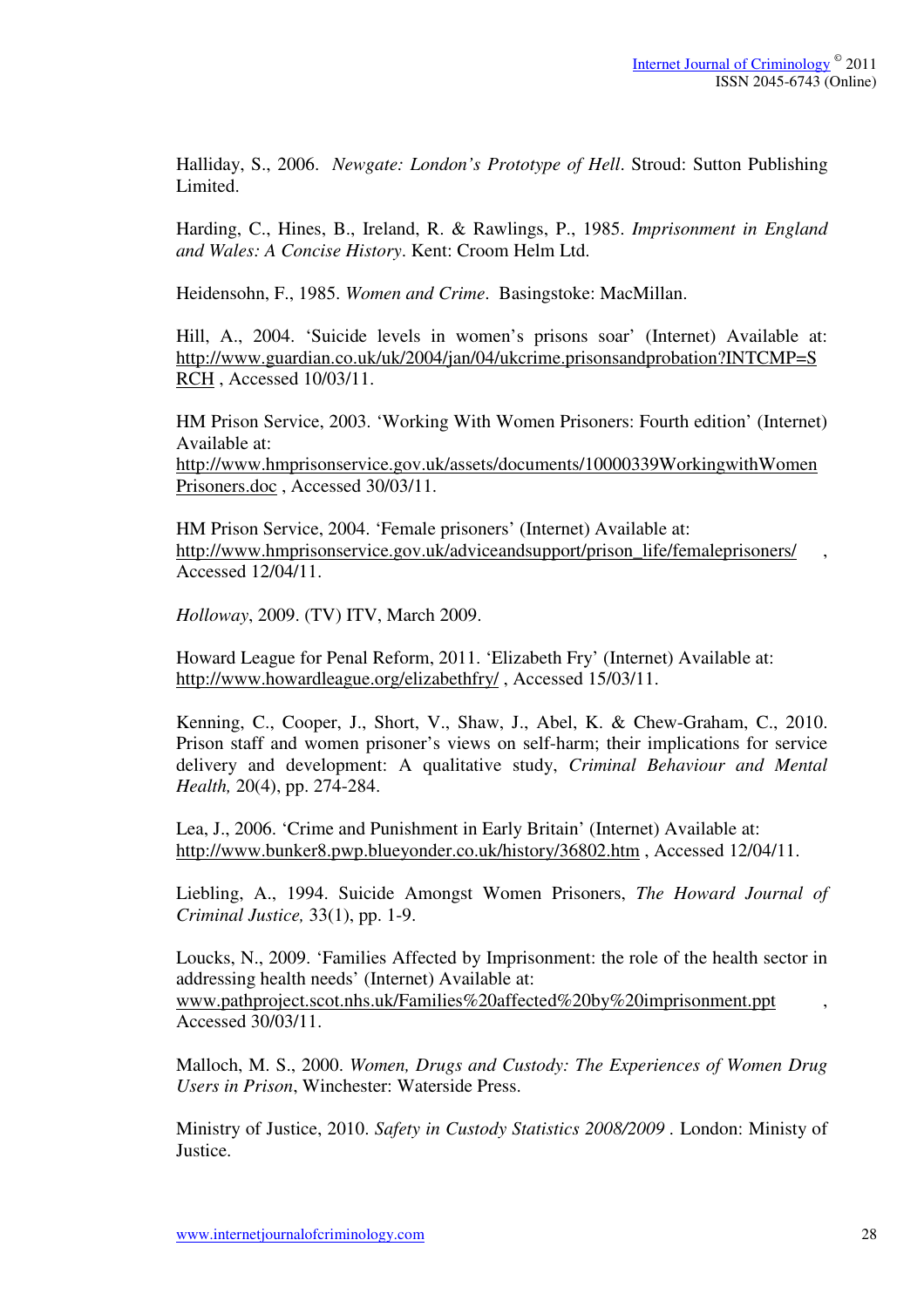Halliday, S., 2006. *Newgate: London's Prototype of Hell*. Stroud: Sutton Publishing Limited.

Harding, C., Hines, B., Ireland, R. & Rawlings, P., 1985. *Imprisonment in England and Wales: A Concise History*. Kent: Croom Helm Ltd.

Heidensohn, F., 1985. *Women and Crime*. Basingstoke: MacMillan.

Hill, A., 2004. 'Suicide levels in women's prisons soar' (Internet) Available at: http://www.guardian.co.uk/uk/2004/jan/04/ukcrime.prisonsandprobation?INTCMP=SRCH , Accessed 10/03/11.

HM Prison Service, 2003. 'Working With Women Prisoners: Fourth edition' (Internet) Available at: http://www.hmprisonservice.gov.uk/assets/documents/10000339WorkingwithWomenPrisoners.doc , Accessed 30/03/11.

HM Prison Service, 2004. 'Female prisoners' (Internet) Available at: http://www.hmprisonservice.gov.uk/adviceandsupport/prison_life/femaleprisoners/ , Accessed 12/04/11.

*Holloway*, 2009. (TV) ITV, March 2009.

Howard League for Penal Reform, 2011. 'Elizabeth Fry' (Internet) Available at: http://www.howardleague.org/elizabethfry/ , Accessed 15/03/11.

Kenning, C., Cooper, J., Short, V., Shaw, J., Abel, K. & Chew-Graham, C., 2010. Prison staff and women prisoner's views on self-harm; their implications for service delivery and development: A qualitative study, *Criminal Behaviour and Mental Health,* 20(4), pp. 274-284.

Lea, J., 2006. 'Crime and Punishment in Early Britain' (Internet) Available at: http://www.bunker8.pwp.blueyonder.co.uk/history/36802.htm , Accessed 12/04/11.

Liebling, A., 1994. Suicide Amongst Women Prisoners, *The Howard Journal of Criminal Justice,* 33(1), pp. 1-9.

Loucks, N., 2009. 'Families Affected by Imprisonment: the role of the health sector in addressing health needs' (Internet) Available at: www.pathproject.scot.nhs.uk/Families%20affected%20by%20imprisonment.ppt , Accessed 30/03/11.

Malloch, M. S., 2000. *Women, Drugs and Custody: The Experiences of Women Drug Users in Prison*, Winchester: Waterside Press.

Ministry of Justice, 2010. *Safety in Custody Statistics 2008/2009* . London: Ministy of Justice.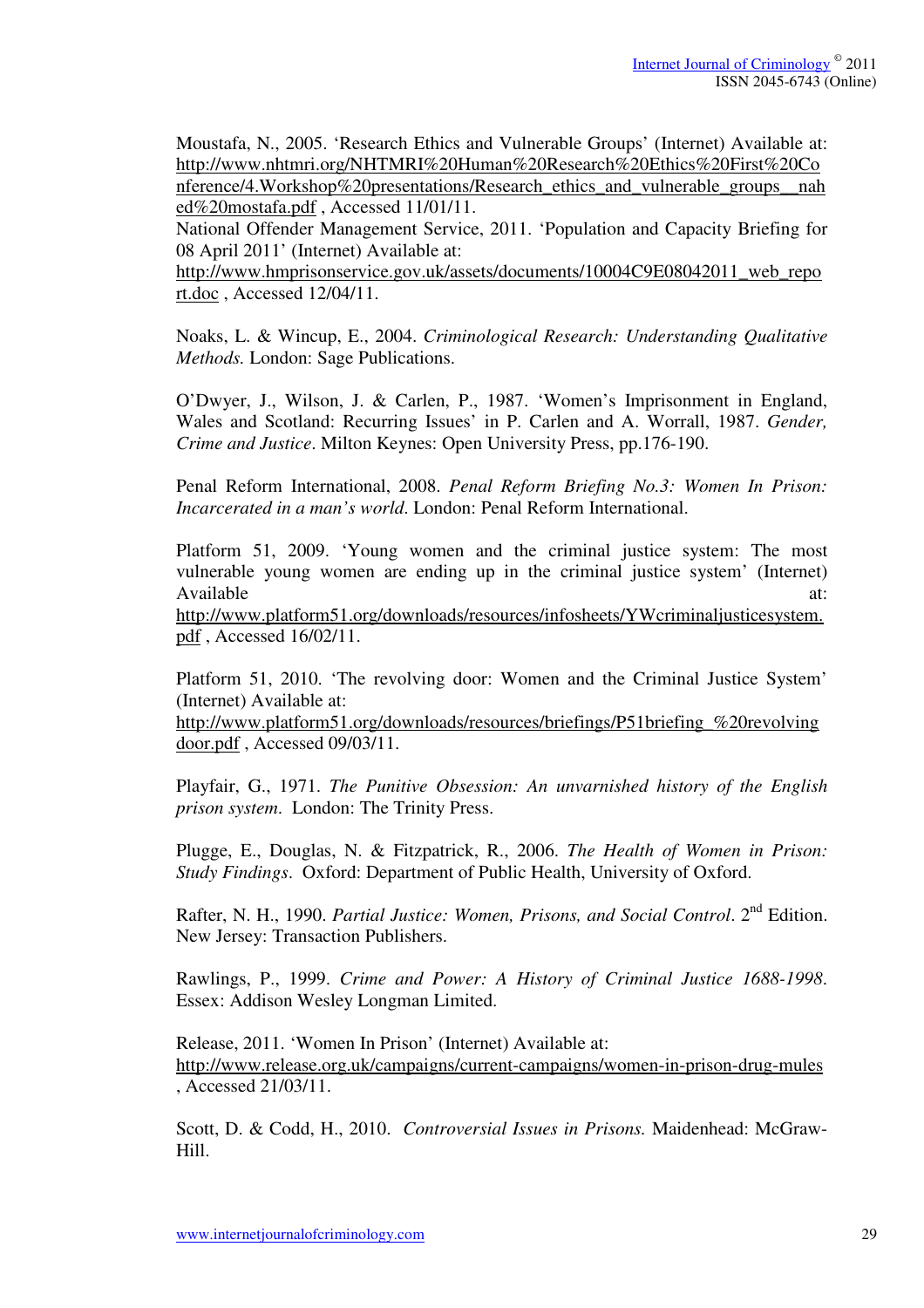Moustafa, N., 2005. 'Research Ethics and Vulnerable Groups' (Internet) Available at: http://www.nhtmri.org/NHTMRI%20Human%20Research%20Ethics%20First%20Conference/4.Workshop%20presentations/Research_ethics_and_vulnerable_groups__nahed%20mostafa.pdf , Accessed 11/01/11.

National Offender Management Service, 2011. 'Population and Capacity Briefing for 08 April 2011' (Internet) Available at: http://www.hmprisonservice.gov.uk/assets/documents/10004C9E08042011_web_report.doc , Accessed 12/04/11.

Noaks, L. & Wincup, E., 2004. *Criminological Research: Understanding Qualitative Methods.* London: Sage Publications.

O'Dwyer, J., Wilson, J. & Carlen, P., 1987. 'Women's Imprisonment in England, Wales and Scotland: Recurring Issues' in P. Carlen and A. Worrall, 1987. *Gender, Crime and Justice*. Milton Keynes: Open University Press, pp.176-190.

Penal Reform International, 2008. *Penal Reform Briefing No.3: Women In Prison: Incarcerated in a man's world*. London: Penal Reform International.

Platform 51, 2009. 'Young women and the criminal justice system: The most vulnerable young women are ending up in the criminal justice system' (Internet) Available at: http://www.platform51.org/downloads/resources/infosheets/YWcriminaljusticesystem.pdf , Accessed 16/02/11.

Platform 51, 2010. 'The revolving door: Women and the Criminal Justice System' (Internet) Available at: http://www.platform51.org/downloads/resources/briefings/P51briefing_%20revolvingdoor.pdf , Accessed 09/03/11.

Playfair, G., 1971. *The Punitive Obsession: An unvarnished history of the English prison system*. London: The Trinity Press.

Plugge, E., Douglas, N. & Fitzpatrick, R., 2006. *The Health of Women in Prison: Study Findings*. Oxford: Department of Public Health, University of Oxford.

Rafter, N. H., 1990. *Partial Justice: Women, Prisons, and Social Control*. 2nd Edition. New Jersey: Transaction Publishers.

Rawlings, P., 1999. *Crime and Power: A History of Criminal Justice 1688-1998*. Essex: Addison Wesley Longman Limited.

Release, 2011. 'Women In Prison' (Internet) Available at: http://www.release.org.uk/campaigns/current-campaigns/women-in-prison-drug-mules , Accessed 21/03/11.

Scott, D. & Codd, H., 2010. *Controversial Issues in Prisons.* Maidenhead: McGraw-Hill.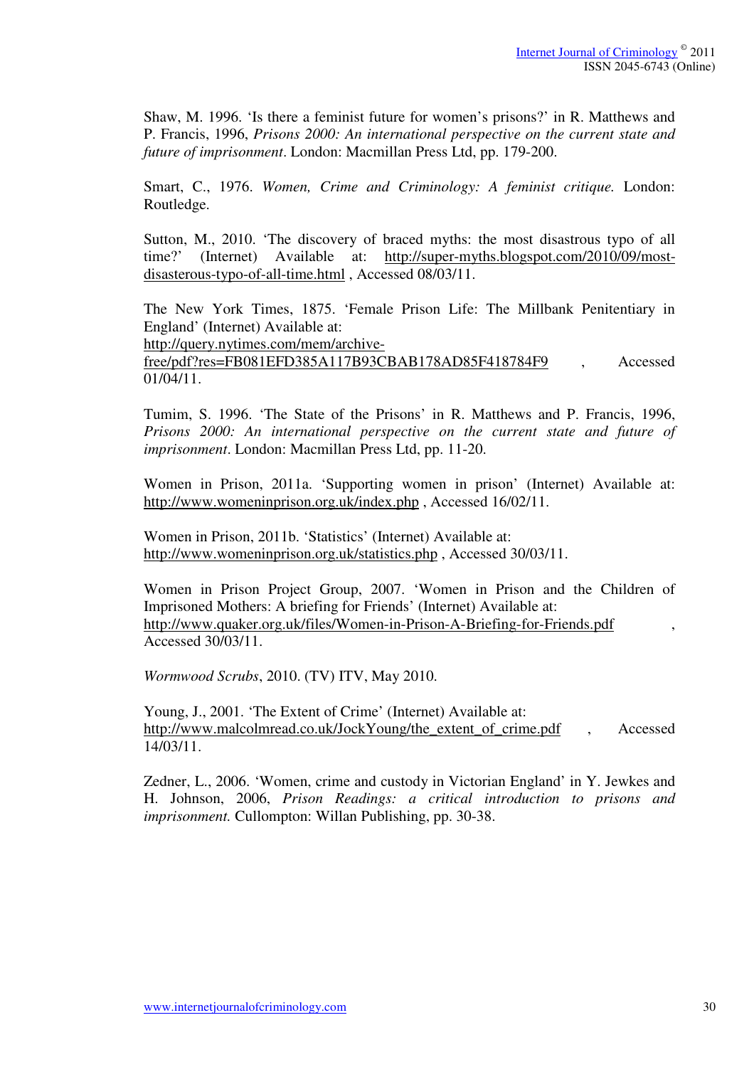Shaw, M. 1996. 'Is there a feminist future for women's prisons?' in R. Matthews and P. Francis, 1996, *Prisons 2000: An international perspective on the current state and future of imprisonment*. London: Macmillan Press Ltd, pp. 179-200.

Smart, C., 1976. *Women, Crime and Criminology: A feminist critique.* London: Routledge.

Sutton, M., 2010. 'The discovery of braced myths: the most disastrous typo of all time?' (Internet) Available at: http://super-myths.blogspot.com/2010/09/most-disasterous-typo-of-all-time.html , Accessed 08/03/11.

The New York Times, 1875. 'Female Prison Life: The Millbank Penitentiary in England' (Internet) Available at: http://query.nytimes.com/mem/archive-free/pdf?res=FB081EFD385A117B93CBAB178AD85F418784F9 , Accessed 01/04/11.

Tumim, S. 1996. 'The State of the Prisons' in R. Matthews and P. Francis, 1996, *Prisons 2000: An international perspective on the current state and future of imprisonment*. London: Macmillan Press Ltd, pp. 11-20.

Women in Prison, 2011a. 'Supporting women in prison' (Internet) Available at: http://www.womeninprison.org.uk/index.php , Accessed 16/02/11.

Women in Prison, 2011b. 'Statistics' (Internet) Available at: http://www.womeninprison.org.uk/statistics.php , Accessed 30/03/11.

Women in Prison Project Group, 2007. 'Women in Prison and the Children of Imprisoned Mothers: A briefing for Friends' (Internet) Available at: http://www.quaker.org.uk/files/Women-in-Prison-A-Briefing-for-Friends.pdf , Accessed 30/03/11.

*Wormwood Scrubs*, 2010. (TV) ITV, May 2010.

Young, J., 2001. 'The Extent of Crime' (Internet) Available at: http://www.malcolmread.co.uk/JockYoung/the_extent_of_crime.pdf , Accessed 14/03/11.

Zedner, L., 2006. 'Women, crime and custody in Victorian England' in Y. Jewkes and H. Johnson, 2006, *Prison Readings: a critical introduction to prisons and imprisonment.* Cullompton: Willan Publishing, pp. 30-38.